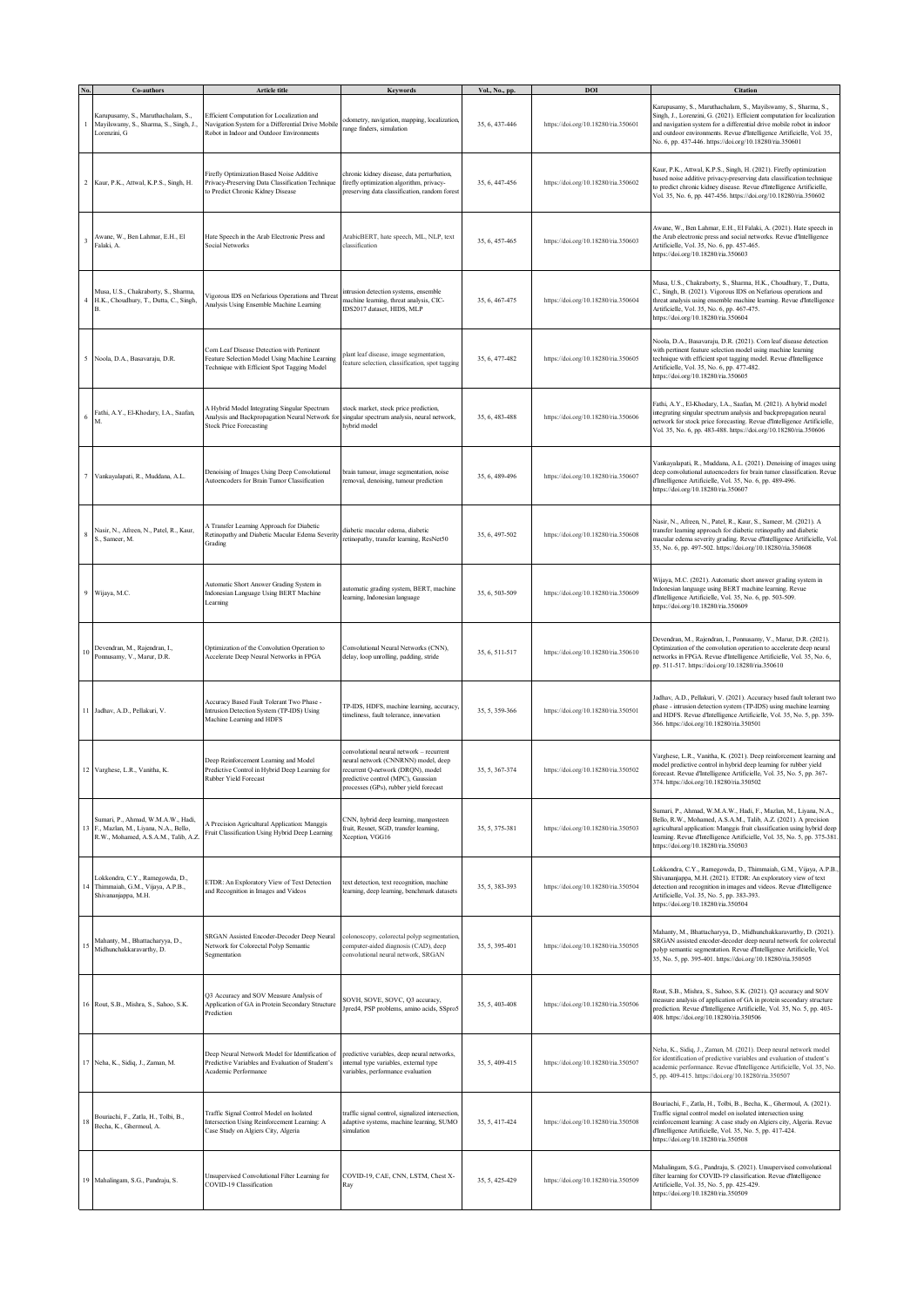| No. | Co-authors | Article title | Keywords | Vol., No., pp. | DOI | Citation |
|---|---|---|---|---|---|---|
| 1 | Karupusamy, S., Maruthachalam, S., Mayilswamy, S., Sharma, S., Singh, J., Lorenzini, G | Efficient Computation for Localization and Navigation System for a Differential Drive Mobile Robot in Indoor and Outdoor Environments | odometry, navigation, mapping, localization, range finders, simulation | 35, 6, 437-446 | https://doi.org/10.18280/ria.350601 | Karupusamy, S., Maruthachalam, S., Mayilswamy, S., Sharma, S., Singh, J., Lorenzini, G. (2021). Efficient computation for localization and navigation system for a differential drive mobile robot in indoor and outdoor environments. Revue d'Intelligence Artificielle, Vol. 35, No. 6, pp. 437-446. https://doi.org/10.18280/ria.350601 |
| 2 | Kaur, P.K., Attwal, K.P.S., Singh, H. | Firefly Optimization Based Noise Additive Privacy-Preserving Data Classification Technique to Predict Chronic Kidney Disease | chronic kidney disease, data perturbation, firefly optimization algorithm, privacy-preserving data classification, random forest | 35, 6, 447-456 | https://doi.org/10.18280/ria.350602 | Kaur, P.K., Attwal, K.P.S., Singh, H. (2021). Firefly optimization based noise additive privacy-preserving data classification technique to predict chronic kidney disease. Revue d'Intelligence Artificielle, Vol. 35, No. 6, pp. 447-456. https://doi.org/10.18280/ria.350602 |
| 3 | Awane, W., Ben Lahmar, E.H., El Falaki, A. | Hate Speech in the Arab Electronic Press and Social Networks | ArabicBERT, hate speech, ML, NLP, text classification | 35, 6, 457-465 | https://doi.org/10.18280/ria.350603 | Awane, W., Ben Lahmar, E.H., El Falaki, A. (2021). Hate speech in the Arab electronic press and social networks. Revue d'Intelligence Artificielle, Vol. 35, No. 6, pp. 457-465. https://doi.org/10.18280/ria.350603 |
| 4 | Musa, U.S., Chakraborty, S., Sharma, H.K., Choudhury, T., Dutta, C., Singh, B. | Vigorous IDS on Nefarious Operations and Threat Analysis Using Ensemble Machine Learning | intrusion detection systems, ensemble machine learning, threat analysis, CIC-IDS2017 dataset, HIDS, MLP | 35, 6, 467-475 | https://doi.org/10.18280/ria.350604 | Musa, U.S., Chakraborty, S., Sharma, H.K., Choudhury, T., Dutta, C., Singh, B. (2021). Vigorous IDS on Nefarious operations and threat analysis using ensemble machine learning. Revue d'Intelligence Artificielle, Vol. 35, No. 6, pp. 467-475. https://doi.org/10.18280/ria.350604 |
| 5 | Noola, D.A., Basavaraju, D.R. | Corn Leaf Disease Detection with Pertinent Feature Selection Model Using Machine Learning Technique with Efficient Spot Tagging Model | plant leaf disease, image segmentation, feature selection, classification, spot tagging | 35, 6, 477-482 | https://doi.org/10.18280/ria.350605 | Noola, D.A., Basavaraju, D.R. (2021). Corn leaf disease detection with pertinent feature selection model using machine learning technique with efficient spot tagging model. Revue d'Intelligence Artificielle, Vol. 35, No. 6, pp. 477-482. https://doi.org/10.18280/ria.350605 |
| 6 | Fathi, A.Y., El-Khodary, I.A., Saafan, M. | A Hybrid Model Integrating Singular Spectrum Analysis and Backpropagation Neural Network for Stock Price Forecasting | stock market, stock price prediction, singular spectrum analysis, neural network, hybrid model | 35, 6, 483-488 | https://doi.org/10.18280/ria.350606 | Fathi, A.Y., El-Khodary, I.A., Saafan, M. (2021). A hybrid model integrating singular spectrum analysis and backpropagation neural network for stock price forecasting. Revue d'Intelligence Artificielle, Vol. 35, No. 6, pp. 483-488. https://doi.org/10.18280/ria.350606 |
| 7 | Vankayalapati, R., Muddana, A.L. | Denoising of Images Using Deep Convolutional Autoencoders for Brain Tumor Classification | brain tumour, image segmentation, noise removal, denoising, tumour prediction | 35, 6, 489-496 | https://doi.org/10.18280/ria.350607 | Vankayalapati, R., Muddana, A.L. (2021). Denoising of images using deep convolutional autoencoders for brain tumor classification. Revue d'Intelligence Artificielle, Vol. 35, No. 6, pp. 489-496. https://doi.org/10.18280/ria.350607 |
| 8 | Nasir, N., Afreen, N., Patel, R., Kaur, S., Sameer, M. | A Transfer Learning Approach for Diabetic Retinopathy and Diabetic Macular Edema Severity Grading | diabetic macular edema, diabetic retinopathy, transfer learning, ResNet50 | 35, 6, 497-502 | https://doi.org/10.18280/ria.350608 | Nasir, N., Afreen, N., Patel, R., Kaur, S., Sameer, M. (2021). A transfer learning approach for diabetic retinopathy and diabetic macular edema severity grading. Revue d'Intelligence Artificielle, Vol. 35, No. 6, pp. 497-502. https://doi.org/10.18280/ria.350608 |
| 9 | Wijaya, M.C. | Automatic Short Answer Grading System in Indonesian Language Using BERT Machine Learning | automatic grading system, BERT, machine learning, Indonesian language | 35, 6, 503-509 | https://doi.org/10.18280/ria.350609 | Wijaya, M.C. (2021). Automatic short answer grading system in Indonesian language using BERT machine learning. Revue d'Intelligence Artificielle, Vol. 35, No. 6, pp. 503-509. https://doi.org/10.18280/ria.350609 |
| 10 | Devendran, M., Rajendran, I., Ponnusamy, V., Marur, D.R. | Optimization of the Convolution Operation to Accelerate Deep Neural Networks in FPGA | Convolutional Neural Networks (CNN), delay, loop unrolling, padding, stride | 35, 6, 511-517 | https://doi.org/10.18280/ria.350610 | Devendran, M., Rajendran, I., Ponnusamy, V., Marur, D.R. (2021). Optimization of the convolution operation to accelerate deep neural networks in FPGA. Revue d'Intelligence Artificielle, Vol. 35, No. 6, pp. 511-517. https://doi.org/10.18280/ria.350610 |
| 11 | Jadhav, A.D., Pellakuri, V. | Accuracy Based Fault Tolerant Two Phase - Intrusion Detection System (TP-IDS) Using Machine Learning and HDFS | TP-IDS, HDFS, machine learning, accuracy, timeliness, fault tolerance, innovation | 35, 5, 359-366 | https://doi.org/10.18280/ria.350501 | Jadhav, A.D., Pellakuri, V. (2021). Accuracy based fault tolerant two phase - intrusion detection system (TP-IDS) using machine learning and HDFS. Revue d'Intelligence Artificielle, Vol. 35, No. 5, pp. 359-366. https://doi.org/10.18280/ria.350501 |
| 12 | Varghese, L.R., Vanitha, K. | Deep Reinforcement Learning and Model Predictive Control in Hybrid Deep Learning for Rubber Yield Forecast | convolutional neural network – recurrent neural network (CNNRNN) model, deep recurrent Q-network (DRQN), model predictive control (MPC), Gaussian processes (GPs), rubber yield forecast | 35, 5, 367-374 | https://doi.org/10.18280/ria.350502 | Varghese, L.R., Vanitha, K. (2021). Deep reinforcement learning and model predictive control in hybrid deep learning for rubber yield forecast. Revue d'Intelligence Artificielle, Vol. 35, No. 5, pp. 367-374. https://doi.org/10.18280/ria.350502 |
| 13 | Sumari, P., Ahmad, W.M.A.W., Hadi, F., Mazlan, M., Liyana, N.A., Bello, R.W., Mohamed, A.S.A.M., Talib, A.Z. | A Precision Agricultural Application: Manggis Fruit Classification Using Hybrid Deep Learning | CNN, hybrid deep learning, mangosteen fruit, Resnet, SGD, transfer learning, Xception, VGG16 | 35, 5, 375-381 | https://doi.org/10.18280/ria.350503 | Sumari, P., Ahmad, W.M.A.W., Hadi, F., Mazlan, M., Liyana, N.A., Bello, R.W., Mohamed, A.S.A.M., Talib, A.Z. (2021). A precision agricultural application: Manggis fruit classification using hybrid deep learning. Revue d'Intelligence Artificielle, Vol. 35, No. 5, pp. 375-381. https://doi.org/10.18280/ria.350503 |
| 14 | Lokkondra, C.Y., Ramegowda, D., Thimmaiah, G.M., Vijaya, A.P.B., Shivananjappa, M.H. | ETDR: An Exploratory View of Text Detection and Recognition in Images and Videos | text detection, text recognition, machine learning, deep learning, benchmark datasets | 35, 5, 383-393 | https://doi.org/10.18280/ria.350504 | Lokkondra, C.Y., Ramegowda, D., Thimmaiah, G.M., Vijaya, A.P.B., Shivananjappa, M.H. (2021). ETDR: An exploratory view of text detection and recognition in images and videos. Revue d'Intelligence Artificielle, Vol. 35, No. 5, pp. 383-393. https://doi.org/10.18280/ria.350504 |
| 15 | Mahanty, M., Bhattacharyya, D., Midhunchakkaravarthy, D. | SRGAN Assisted Encoder-Decoder Deep Neural Network for Colorectal Polyp Semantic Segmentation | colonoscopy, colorectal polyp segmentation, computer-aided diagnosis (CAD), deep convolutional neural network, SRGAN | 35, 5, 395-401 | https://doi.org/10.18280/ria.350505 | Mahanty, M., Bhattacharyya, D., Midhunchakkaravarthy, D. (2021). SRGAN assisted encoder-decoder deep neural network for colorectal polyp semantic segmentation. Revue d'Intelligence Artificielle, Vol. 35, No. 5, pp. 395-401. https://doi.org/10.18280/ria.350505 |
| 16 | Rout, S.B., Mishra, S., Sahoo, S.K. | Q3 Accuracy and SOV Measure Analysis of Application of GA in Protein Secondary Structure Prediction | SOVH, SOVE, SOVC, Q3 accuracy, Jpred4, PSP problems, amino acids, SSpro5 | 35, 5, 403-408 | https://doi.org/10.18280/ria.350506 | Rout, S.B., Mishra, S., Sahoo, S.K. (2021). Q3 accuracy and SOV measure analysis of application of GA in protein secondary structure prediction. Revue d'Intelligence Artificielle, Vol. 35, No. 5, pp. 403-408. https://doi.org/10.18280/ria.350506 |
| 17 | Neha, K., Sidiq, J., Zaman, M. | Deep Neural Network Model for Identification of Predictive Variables and Evaluation of Student's Academic Performance | predictive variables, deep neural networks, internal type variables, external type variables, performance evaluation | 35, 5, 409-415 | https://doi.org/10.18280/ria.350507 | Neha, K., Sidiq, J., Zaman, M. (2021). Deep neural network model for identification of predictive variables and evaluation of student's academic performance. Revue d'Intelligence Artificielle, Vol. 35, No. 5, pp. 409-415. https://doi.org/10.18280/ria.350507 |
| 18 | Bouriachi, F., Zatla, H., Tolbi, B., Becha, K., Ghermoul, A. | Traffic Signal Control Model on Isolated Intersection Using Reinforcement Learning: A Case Study on Algiers City, Algeria | traffic signal control, signalized intersection, adaptive systems, machine learning, SUMO simulation | 35, 5, 417-424 | https://doi.org/10.18280/ria.350508 | Bouriachi, F., Zatla, H., Tolbi, B., Becha, K., Ghermoul, A. (2021). Traffic signal control model on isolated intersection using reinforcement learning: A case study on Algiers city, Algeria. Revue d'Intelligence Artificielle, Vol. 35, No. 5, pp. 417-424. https://doi.org/10.18280/ria.350508 |
| 19 | Mahalingam, S.G., Pandraju, S. | Unsupervised Convolutional Filter Learning for COVID-19 Classification | COVID-19, CAE, CNN, LSTM, Chest X-Ray | 35, 5, 425-429 | https://doi.org/10.18280/ria.350509 | Mahalingam, S.G., Pandraju, S. (2021). Unsupervised convolutional filter learning for COVID-19 classification. Revue d'Intelligence Artificielle, Vol. 35, No. 5, pp. 425-429. https://doi.org/10.18280/ria.350509 |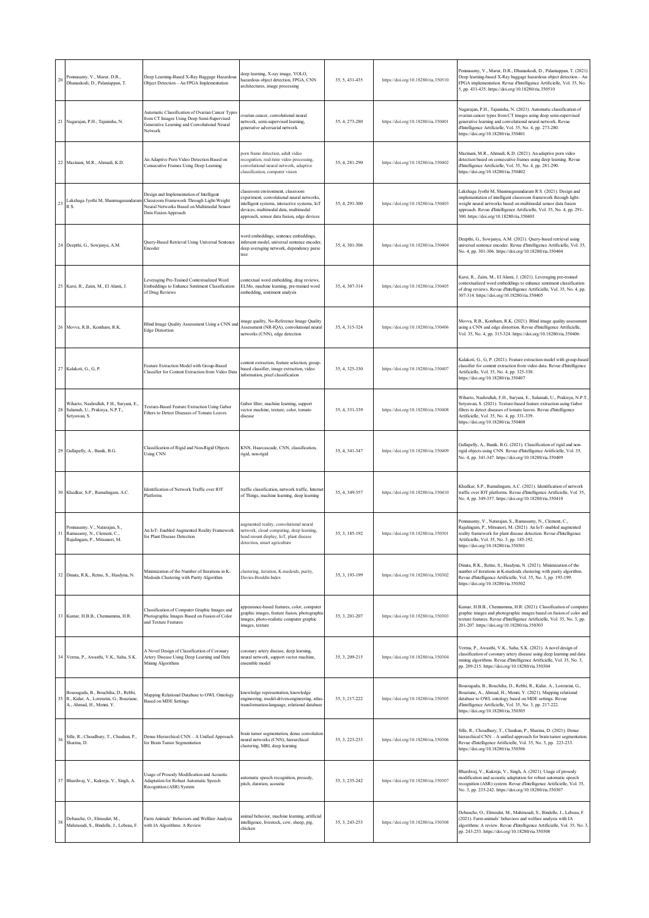| 20 | Ponnusamy, V., Marur, D.R., Dhanaskodi, D., Palaniappan, T. | Deep Learning-Based X-Ray Baggage Hazardous Object Detection – An FPGA Implementation | deep learning, X-ray image, YOLO, hazardous object detection, FPGA, CNN architectures, image processing | 35, 5, 431-435 | https://doi.org/10.18280/ria.350510 | Ponnusamy, V., Marur, D.R., Dhanaskodi, D., Palaniappan, T. (2021). Deep learning-based X-ray baggage hazardous object detection – An FPGA implementation. Revue d'Intelligence Artificielle, Vol. 35, No. 5, pp. 431-435. https://doi.org/10.18280/ria.350510 |
|---|---|---|---|---|---|---|
| 21 | Nagarajan, P.H., Tajunisha, N. | Automatic Classification of Ovarian Cancer Types from CT Images Using Deep Semi-Supervised Generative Learning and Convolutional Neural Network | ovarian cancer, convolutional neural network, semi-supervised learning, generative adversarial network | 35, 4, 273-280 | https://doi.org/10.18280/ria.350401 | Nagarajan, P.H., Tajunisha, N. (2021). Automatic classification of ovarian cancer types from CT images using deep semi-supervised generative learning and convolutional neural network. Revue d'Intelligence Artificielle, Vol. 35, No. 4, pp. 273-280. https://doi.org/10.18280/ria.350401 |
| 22 | Mazinani, M.R., Ahmadi, K.D. | An Adaptive Porn Video Detection Based on Consecutive Frames Using Deep Learning | porn frame detection, adult video recognition, real-time video processing, convolutional neural network, adaptive classification, computer vision | 35, 4, 281-290 | https://doi.org/10.18280/ria.350402 | Mazinani, M.R., Ahmadi, K.D. (2021). An adaptive porn video detection based on consecutive frames using deep learning. Revue d'Intelligence Artificielle, Vol. 35, No. 4, pp. 281-290. https://doi.org/10.18280/ria.350402 |
| 23 | Lakshaga Jyothi M, Shanmugasundaram R S. | Design and Implementation of Intelligent Classroom Framework Through Light-Weight Neural Networks Based on Multimodal Sensor Data Fusion Approach | classroom environment, classroom experiment, convolutional neural networks, intelligent systems, interactive systems, IoT devices, multimodal data, multimodal approach, sensor data fusion, edge devices | 35, 4, 291-300 | https://doi.org/10.18280/ria.350403 | Lakshaga Jyothi M, Shanmugasundaram R S. (2021). Design and implementation of intelligent classroom framework through light-weight neural networks based on multimodal sensor data fusion approach. Revue d'Intelligence Artificielle, Vol. 35, No. 4, pp. 291-300. https://doi.org/10.18280/ria.350403 |
| 24 | Deepthi, G., Sowjanya, A.M. | Query-Based Retrieval Using Universal Sentence Encoder | word embeddings, sentence embeddings, infersent model, universal sentence encoder, deep averaging network, dependency parse tree | 35, 4, 301-306 | https://doi.org/10.18280/ria.350404 | Deepthi, G., Sowjanya, A.M. (2021). Query-based retrieval using universal sentence encoder. Revue d'Intelligence Artificielle, Vol. 35, No. 4, pp. 301-306. https://doi.org/10.18280/ria.350404 |
| 25 | Karsi, R., Zaim, M., El Alami, J. | Leveraging Pre-Trained Contextualized Word Embeddings to Enhance Sentiment Classification of Drug Reviews | contextual word embedding, drug reviews, ELMo, machine learning, pre-trained word embedding, sentiment analysis | 35, 4, 307-314 | https://doi.org/10.18280/ria.350405 | Karsi, R., Zaim, M., El Alami, J. (2021). Leveraging pre-trained contextualized word embeddings to enhance sentiment classification of drug reviews. Revue d'Intelligence Artificielle, Vol. 35, No. 4, pp. 307-314. https://doi.org/10.18280/ria.350405 |
| 26 | Movva, R.B., Kontham, R.K. | Blind Image Quality Assessment Using a CNN and Edge Distortion | image quality, No-Reference Image Quality Assessment (NR-IQA), convolutional neural networks (CNN), edge detection | 35, 4, 315-324 | https://doi.org/10.18280/ria.350406 | Movva, R.B., Kontham, R.K. (2021). Blind image quality assessment using a CNN and edge distortion. Revue d'Intelligence Artificielle, Vol. 35, No. 4, pp. 315-324. https://doi.org/10.18280/ria.350406 |
| 27 | Kalakoti, G., G, P. | Feature Extraction Model with Group-Based Classifier for Content Extraction from Video Data | content extraction, feature selection, group-based classifier, image extraction, video information, pixel classification | 35, 4, 325-330 | https://doi.org/10.18280/ria.350407 | Kalakoti, G., G, P. (2021). Feature extraction model with group-based classifier for content extraction from video data. Revue d'Intelligence Artificielle, Vol. 35, No. 4, pp. 325-330. https://doi.org/10.18280/ria.350407 |
| 28 | Wiharto, Nashrullah, F.H., Suryani, E., Salamah, U., Prakisya, N.P.T., Setyawan, S. | Texture-Based Feature Extraction Using Gabor Filters to Detect Diseases of Tomato Leaves | Gabor filter, machine learning, support vector machine, texture, color, tomato disease | 35, 4, 331-339 | https://doi.org/10.18280/ria.350408 | Wiharto, Nashrullah, F.H., Suryani, E., Salamah, U., Prakisya, N.P.T., Setyawan, S. (2021). Texture-based feature extraction using Gabor filters to detect diseases of tomato leaves. Revue d'Intelligence Artificielle, Vol. 35, No. 4, pp. 331-339. https://doi.org/10.18280/ria.350408 |
| 29 | Gullapelly, A., Banik, B.G. | Classification of Rigid and Non-Rigid Objects Using CNN | KNN, Haarcascade, CNN, classification, rigid, non-rigid | 35, 4, 341-347 | https://doi.org/10.18280/ria.350409 | Gullapelly, A., Banik, B.G. (2021). Classification of rigid and non-rigid objects using CNN. Revue d'Intelligence Artificielle, Vol. 35, No. 4, pp. 341-347. https://doi.org/10.18280/ria.350409 |
| 30 | Khedkar, S.P., Ramalingam, A.C. | Identification of Network Traffic over IOT Platforms | traffic classification, network traffic, Internet of Things, machine learning, deep learning | 35, 4, 349-357 | https://doi.org/10.18280/ria.350410 | Khedkar, S.P., Ramalingam, A.C. (2021). Identification of network traffic over IOT platforms. Revue d'Intelligence Artificielle, Vol. 35, No. 4, pp. 349-357. https://doi.org/10.18280/ria.350410 |
| 31 | Ponnusamy, V., Natarajan, S., Ramasamy, N., Clement, C., Rajalingam, P., Mitsunori, M. | An IoT- Enabled Augmented Reality Framework for Plant Disease Detection | augmented reality, convolutional neural network, cloud computing, deep learning, head mount display, IoT, plant disease detection, smart agriculture | 35, 3, 185-192 | https://doi.org/10.18280/ria.350301 | Ponnusamy, V., Natarajan, S., Ramasamy, N., Clement, C., Rajalingam, P., Mitsunori, M. (2021). An IoT- enabled augmented reality framework for plant disease detection. Revue d'Intelligence Artificielle, Vol. 35, No. 3, pp. 185-192. https://doi.org/10.18280/ria.350301 |
| 32 | Dinata, R.K., Retno, S., Hasdyna, N. | Minimization of the Number of Iterations in K-Medoids Clustering with Purity Algorithm | clustering, iteration, K-medoids, purity, Davies-Bouldin Index | 35, 3, 193-199 | https://doi.org/10.18280/ria.350302 | Dinata, R.K., Retno, S., Hasdyna, N. (2021). Minimization of the number of iterations in K-medoids clustering with purity algorithm. Revue d'Intelligence Artificielle, Vol. 35, No. 3, pp. 193-199. https://doi.org/10.18280/ria.350302 |
| 33 | Kumar, H.B.B., Chennamma, H.R. | Classification of Computer Graphic Images and Photographic Images Based on Fusion of Color and Texture Features | appearance-based features, color, computer graphic images, feature fusion, photographic images, photo-realistic computer graphic images, texture | 35, 3, 201-207 | https://doi.org/10.18280/ria.350303 | Kumar, H.B.B., Chennamma, H.R. (2021). Classification of computer graphic images and photographic images based on fusion of color and texture features. Revue d'Intelligence Artificielle, Vol. 35, No. 3, pp. 201-207. https://doi.org/10.18280/ria.350303 |
| 34 | Verma, P., Awasthi, V.K., Sahu, S.K. | A Novel Design of Classification of Coronary Artery Disease Using Deep Learning and Data Mining Algorithms | coronary artery disease, deep learning, neural network, support vector machine, ensemble model | 35, 3, 209-215 | https://doi.org/10.18280/ria.350304 | Verma, P., Awasthi, V.K., Sahu, S.K. (2021). A novel design of classification of coronary artery disease using deep learning and data mining algorithms. Revue d'Intelligence Artificielle, Vol. 35, No. 3, pp. 209-215. https://doi.org/10.18280/ria.350304 |
| 35 | Bouougada, B., Bouchiha, D., Rebhi, R., Kidar, A., Lorenzini, G., Bouziane, A., Ahmad, H., Menni, Y. | Mapping Relational Database to OWL Ontology Based on MDE Settings | knowledge representation, knowledge engineering, model-driven-engineering, atlas-transformation-language, relational database | 35, 3, 217-222 | https://doi.org/10.18280/ria.350305 | Bouougada, B., Bouchiha, D., Rebhi, R., Kidar, A., Lorenzini, G., Bouziane, A., Ahmad, H., Menni, Y. (2021). Mapping relational database to OWL ontology based on MDE settings. Revue d'Intelligence Artificielle, Vol. 35, No. 3, pp. 217-222. https://doi.org/10.18280/ria.350305 |
| 36 | Sille, R., Choudhury, T., Chauhan, P., Sharma, D. | Dense Hierarchical CNN – A Unified Approach for Brain Tumor Segmentation | brain tumor segmentation, dense convolution neural networks (CNN), hierarchical clustering, MRI, deep learning | 35, 3, 223-233 | https://doi.org/10.18280/ria.350306 | Sille, R., Choudhury, T., Chauhan, P., Sharma, D. (2021). Dense hierarchical CNN – A unified approach for brain tumor segmentation. Revue d'Intelligence Artificielle, Vol. 35, No. 3, pp. 223-233. https://doi.org/10.18280/ria.350306 |
| 37 | Bhardwaj, V., Kukreja, V., Singh, A. | Usage of Prosody Modification and Acoustic Adaptation for Robust Automatic Speech Recognition (ASR) System | automatic speech recognition, prosody, pitch, duration, acoustic | 35, 3, 235-242 | https://doi.org/10.18280/ria.350307 | Bhardwaj, V., Kukreja, V., Singh, A. (2021). Usage of prosody modification and acoustic adaptation for robust automatic speech recognition (ASR) system. Revue d'Intelligence Artificielle, Vol. 35, No. 3, pp. 235-242. https://doi.org/10.18280/ria.350307 |
| 38 | Debauche, O., Elmoulat, M., Mahmoudi, S., Bindelle, J., Lebeau, F. | Farm Animals' Behaviors and Welfare Analysis with IA Algorithms: A Review | animal behavior, machine learning, artificial intelligence, livestock, cow, sheep, pig, chicken | 35, 3, 243-253 | https://doi.org/10.18280/ria.350308 | Debauche, O., Elmoulat, M., Mahmoudi, S., Bindelle, J., Lebeau, F. (2021). Farm animals' behaviors and welfare analysis with IA algorithms: A review. Revue d'Intelligence Artificielle, Vol. 35, No. 3, pp. 243-253. https://doi.org/10.18280/ria.350308 |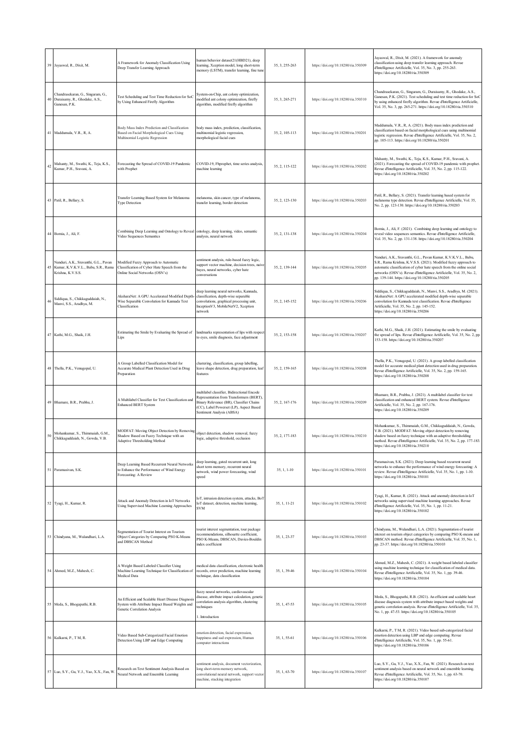| | | | | | | |
|---|---|---|---|---|---|---|
| 39 | Jayaswal, R., Dixit, M. | A Framework for Anomaly Classification Using Deep Transfer Learning Approach | human behavior dataset21(HBD21), deep learning, Xception model, long short-term memory (LSTM), transfer learning, fine tune | 35, 3, 255-263 | https://doi.org/10.18280/ria.350309 | Jayaswal, R., Dixit, M. (2021). A framework for anomaly classification using deep transfer learning approach. Revue d'Intelligence Artificielle, Vol. 35, No. 3, pp. 255-263. https://doi.org/10.18280/ria.350309 |
| 40 | Chandrasekaran, G., Singaram, G., Duraisamy, R., Ghodake, A.S., Ganesan, P.K. | Test Scheduling and Test Time Reduction for SoC by Using Enhanced Firefly Algorithm | System-on-Chip, ant colony optimization, modified ant colony optimization, firefly algorithm, modified firefly algorithm | 35, 3, 265-271 | https://doi.org/10.18280/ria.350310 | Chandrasekaran, G., Singaram, G., Duraisamy, R., Ghodake, A.S., Ganesan, P.K. (2021). Test scheduling and test time reduction for SoC by using enhanced firefly algorithm. Revue d'Intelligence Artificielle, Vol. 35, No. 3, pp. 265-271. https://doi.org/10.18280/ria.350310 |
| 41 | Maddumala, V.R., R, A. | Body Mass Index Prediction and Classification Based on Facial Morphological Cues Using Multinomial Logistic Regression | body mass index, prediction, classification, multinomial logistic regression, morphological facial cues | 35, 2, 105-113 | https://doi.org/10.18280/ria.350201 | Maddumala, V.R., R, A. (2021). Body mass index prediction and classification based on facial morphological cues using multinomial logistic regression. Revue d'Intelligence Artificielle, Vol. 35, No. 2, pp. 105-113. https://doi.org/10.18280/ria.350201 |
| 42 | Mahanty, M., Swathi, K., Teja, K.S., Kumar, P.H., Sravani, A. | Forecasting the Spread of COVID-19 Pandemic with Prophet | COVID-19, Fbprophet, time series analysis, machine learning | 35, 2, 115-122 | https://doi.org/10.18280/ria.350202 | Mahanty, M., Swathi, K., Teja, K.S., Kumar, P.H., Sravani, A. (2021). Forecasting the spread of COVID-19 pandemic with prophet. Revue d'Intelligence Artificielle, Vol. 35, No. 2, pp. 115-122. https://doi.org/10.18280/ria.350202 |
| 43 | Patil, R., Bellary, S. | Transfer Learning Based System for Melanoma Type Detection | melanoma, skin cancer, type of melanoma, transfer learning, border detection | 35, 2, 123-130 | https://doi.org/10.18280/ria.350203 | Patil, R., Bellary, S. (2021). Transfer learning based system for melanoma type detection. Revue d'Intelligence Artificielle, Vol. 35, No. 2, pp. 123-130. https://doi.org/10.18280/ria.350203 |
| 44 | Bornia, J., Ali, F. | Combining Deep Learning and Ontology to Reveal Video Sequences Semantics | ontology, deep learning, video, semantic analysis, neural network | 35, 2, 131-138 | https://doi.org/10.18280/ria.350204 | Bornia, J., Ali, F. (2021). Combining deep learning and ontology to reveal video sequences semantics. Revue d'Intelligence Artificielle, Vol. 35, No. 2, pp. 131-138. https://doi.org/10.18280/ria.350204 |
| 45 | Nanduri, A.K., Sravanthi, G.L., Pavan Kumar, K.V.K.V.L., Babu, S.R., Rama Krishna, K.V.S.S. | Modified Fuzzy Approach to Automatic Classification of Cyber Hate Speech from the Online Social Networks (OSN's) | sentiment analysis, rule-based fuzzy logic, support vector machine, decision trees, naive bayes, neural networks, cyber hate conversations | 35, 2, 139-144 | https://doi.org/10.18280/ria.350205 | Nanduri, A.K., Sravanthi, G.L., Pavan Kumar, K.V.K.V.L., Babu, S.R., Rama Krishna, K.V.S.S. (2021). Modified fuzzy approach to automatic classification of cyber hate speech from the online social networks (OSN's). Revue d'Intelligence Artificielle, Vol. 35, No. 2, pp. 139-144. https://doi.org/10.18280/ria.350205 |
| 46 | Siddiqua, S., Chikkaguddaiah, N., Manvi, S.S., Aradhya, M. | AksharaNet: A GPU Accelerated Modified Depth-Wise Separable Convolution for Kannada Text Classification | deep learning neural networks, Kannada, classification, depth-wise separable convolutions, graphical processing unit, InceptionV3, MobileNetV2, Xception network | 35, 2, 145-152 | https://doi.org/10.18280/ria.350206 | Siddiqua, S., Chikkaguddaiah, N., Manvi, S.S., Aradhya, M. (2021). AksharaNet: A GPU accelerated modified depth-wise separable convolution for Kannada text classification. Revue d'Intelligence Artificielle, Vol. 35, No. 2, pp. 145-152. https://doi.org/10.18280/ria.350206 |
| 47 | Kathi, M.G., Shaik, J.H. | Estimating the Smile by Evaluating the Spread of Lips | landmarks representation of lips with respect to eyes, smile diagnosis, face adjustment | 35, 2, 153-158 | https://doi.org/10.18280/ria.350207 | Kathi, M.G., Shaik, J.H. (2021). Estimating the smile by evaluating the spread of lips. Revue d'Intelligence Artificielle, Vol. 35, No. 2, pp. 153-158. https://doi.org/10.18280/ria.350207 |
| 48 | Thella, P.K., Venugopal, U. | A Group Labelled Classification Model for Accurate Medical Plant Detection Used in Drug Preparation | clustering, classification, group labelling, leave shape detection, drug preparation, leaf features | 35, 2, 159-165 | https://doi.org/10.18280/ria.350208 | Thella, P.K., Venugopal, U. (2021). A group labelled classification model for accurate medical plant detection used in drug preparation. Revue d'Intelligence Artificielle, Vol. 35, No. 2, pp. 159-165. https://doi.org/10.18280/ria.350208 |
| 49 | Bhamare, B.R., Prabhu, J. | A Multilabel Classifier for Text Classification and Enhanced BERT System | multilabel classifier, Bidirectional Encode Representation from Transformers (BERT), Binary Relevance (BR), Classifier Chains (CC), Label Powerset (LP), Aspect Based Sentiment Analysis (ABSA) | 35, 2, 167-176 | https://doi.org/10.18280/ria.350209 | Bhamare, B.R., Prabhu, J. (2021). A multilabel classifier for text classification and enhanced BERT system. Revue d'Intelligence Artificielle, Vol. 35, No. 2, pp. 167-176. https://doi.org/10.18280/ria.350209 |
| 50 | Mohankumar, S., Thimmaiah, G.M., Chikkaguddaiah, N., Gowda, V.B. | MODFAT: Moving Object Detection by Removing Shadow Based on Fuzzy Technique with an Adaptive Thresholding Method | object detection, shadow removal, fuzzy logic, adaptive threshold, occlusion | 35, 2, 177-183 | https://doi.org/10.18280/ria.350210 | Mohankumar, S., Thimmaiah, G.M., Chikkaguddaiah, N., Gowda, V.B. (2021). MODFAT: Moving object detection by removing shadow based on fuzzy technique with an adaptive thresholding method. Revue d'Intelligence Artificielle, Vol. 35, No. 2, pp. 177-183. https://doi.org/10.18280/ria.350210 |
| 51 | Paramasivan, S.K. | Deep Learning Based Recurrent Neural Networks to Enhance the Performance of Wind Energy Forecasting: A Review | deep learning, gated recurrent unit, long short term memory, recurrent neural network, wind power forecasting, wind speed | 35, 1, 1-10 | https://doi.org/10.18280/ria.350101 | Paramasivan, S.K. (2021). Deep learning based recurrent neural networks to enhance the performance of wind energy forecasting: A review. Revue d'Intelligence Artificielle, Vol. 35, No. 1, pp. 1-10. https://doi.org/10.18280/ria.350101 |
| 52 | Tyagi, H., Kumar, R. | Attack and Anomaly Detection in IoT Networks Using Supervised Machine Learning Approaches | IoT, intrusion detection system, attacks, BoT IoT dataset, detection, machine learning, SVM | 35, 1, 11-21 | https://doi.org/10.18280/ria.350102 | Tyagi, H., Kumar, R. (2021). Attack and anomaly detection in IoT networks using supervised machine learning approaches. Revue d'Intelligence Artificielle, Vol. 35, No. 1, pp. 11-21. https://doi.org/10.18280/ria.350102 |
| 53 | Chindyana, M., Wulandhari, L.A. | Segmentation of Tourist Interest on Tourism Object Categories by Comparing PSO K-Means and DBSCAN Method | tourist interest segmentation, tour package recommendations, silhouette coefficient, PSO K-Means, DBSCAN, Davies-Bouldin index coefficient | 35, 1, 23-37 | https://doi.org/10.18280/ria.350103 | Chindyana, M., Wulandhari, L.A. (2021). Segmentation of tourist interest on tourism object categories by comparing PSO K-means and DBSCAN method. Revue d'Intelligence Artificielle, Vol. 35, No. 1, pp. 23-37. https://doi.org/10.18280/ria.350103 |
| 54 | Ahmed, M.Z., Mahesh, C. | A Weight Based Labeled Classifier Using Machine Learning Technique for Classification of Medical Data | medical data classification, electronic health records, error prediction, machine learning technique, data classification | 35, 1, 39-46 | https://doi.org/10.18280/ria.350104 | Ahmed, M.Z., Mahesh, C. (2021). A weight based labeled classifier using machine learning technique for classification of medical data. Revue d'Intelligence Artificielle, Vol. 35, No. 1, pp. 39-46. https://doi.org/10.18280/ria.350104 |
| 55 | Meda, S., Bhogapathi, R.B. | An Efficient and Scalable Heart Disease Diagnosis System with Attribute Impact Based Weights and Genetic Correlation Analysis | fuzzy neural networks, cardiovascular disease, attribute impact calculation, genetic correlation analysis algorithm, clustering techniques<br><br>1. Introduction | 35, 1, 47-53 | https://doi.org/10.18280/ria.350105 | Meda, S., Bhogaparthi, R.B. (2021). An efficient and scalable heart disease diagnosis system with attribute impact based weights and genetic correlation analysis. Revue d'Intelligence Artificielle, Vol. 35, No. 1, pp. 47-53. https://doi.org/10.18280/ria.350105 |
| 56 | Kulkarni, P., T M, R. | Video Based Sub-Categorized Facial Emotion Detection Using LBP and Edge Computing | emotion detection, facial expression, happiness and sad expression, Human computer interactions | 35, 1, 55-61 | https://doi.org/10.18280/ria.350106 | Kulkarni, P., T M, R. (2021). Video based sub-categorized facial emotion detection using LBP and edge computing. Revue d'Intelligence Artificielle, Vol. 35, No. 1, pp. 55-61. https://doi.org/10.18280/ria.350106 |
| 57 | Luo, S.Y., Gu, Y.J., Yao, X.X., Fan, W. | Research on Text Sentiment Analysis Based on Neural Network and Ensemble Learning | sentiment analysis, document vectorization, long short-term memory network, convolutional neural network, support vector machine, stacking integration | 35, 1, 63-70 | https://doi.org/10.18280/ria.350107 | Luo, S.Y., Gu, Y.J., Yao, X.X., Fan, W. (2021). Research on text sentiment analysis based on neural network and ensemble learning. Revue d'Intelligence Artificielle, Vol. 35, No. 1, pp. 63-70. https://doi.org/10.18280/ria.350107 |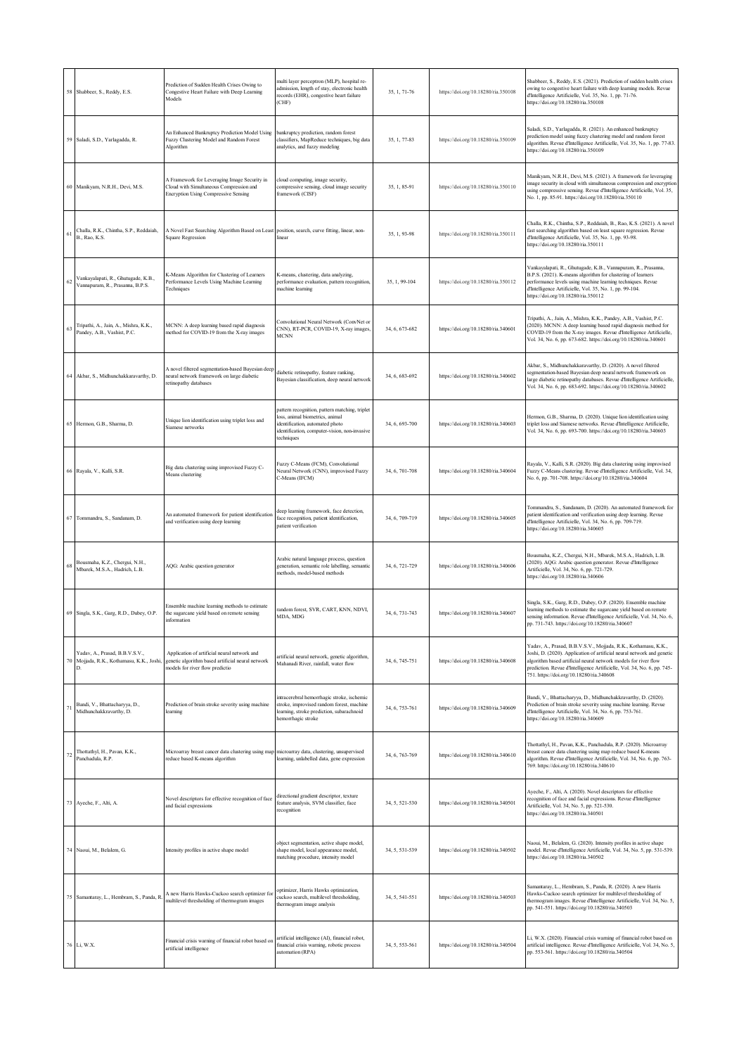| | | | | | | |
|---|---|---|---|---|---|---|
| 58 | Shabbeer, S., Reddy, E.S. | Prediction of Sudden Health Crises Owing to Congestive Heart Failure with Deep Learning Models | multi layer perceptron (MLP), hospital re-admission, length of stay, electronic health records (EHR), congestive heart failure (CHF) | 35, 1, 71-76 | https://doi.org/10.18280/ria.350108 | Shabbeer, S., Reddy, E.S. (2021). Prediction of sudden health crises owing to congestive heart failure with deep learning models. Revue d'Intelligence Artificielle, Vol. 35, No. 1, pp. 71-76. https://doi.org/10.18280/ria.350108 |
| 59 | Saladi, S.D., Yarlagadda, R. | An Enhanced Bankruptcy Prediction Model Using Fuzzy Clustering Model and Random Forest Algorithm | bankruptcy prediction, random forest classifiers, MapReduce techniques, big data analytics, and fuzzy modeling | 35, 1, 77-83 | https://doi.org/10.18280/ria.350109 | Saladi, S.D., Yarlagadda, R. (2021). An enhanced bankruptcy prediction model using fuzzy clustering model and random forest algorithm. Revue d'Intelligence Artificielle, Vol. 35, No. 1, pp. 77-83. https://doi.org/10.18280/ria.350109 |
| 60 | Manikyam, N.R.H., Devi, M.S. | A Framework for Leveraging Image Security in Cloud with Simultaneous Compression and Encryption Using Compressive Sensing | cloud computing, image security, compressive sensing, cloud image security framework (CISF) | 35, 1, 85-91 | https://doi.org/10.18280/ria.350110 | Manikyam, N.R.H., Devi, M.S. (2021). A framework for leveraging image security in cloud with simultaneous compression and encryption using compressive sensing. Revue d'Intelligence Artificielle, Vol. 35, No. 1, pp. 85-91. https://doi.org/10.18280/ria.350110 |
| 61 | Challa, R.K., Chintha, S.P., Reddaiah, B., Rao, K.S. | A Novel Fast Searching Algorithm Based on Least Square Regression | position, search, curve fitting, linear, non-linear | 35, 1, 93-98 | https://doi.org/10.18280/ria.350111 | Challa, R.K., Chintha, S.P., Reddaiah, B., Rao, K.S. (2021). A novel fast searching algorithm based on least square regression. Revue d'Intelligence Artificielle, Vol. 35, No. 1, pp. 93-98. https://doi.org/10.18280/ria.350111 |
| 62 | Vankayalapati, R., Ghutugade, K.B., Vannapuram, R., Prasanna, B.P.S. | K-Means Algorithm for Clustering of Learners Performance Levels Using Machine Learning Techniques | K-means, clustering, data analyzing, performance evaluation, pattern recognition, machine learning | 35, 1, 99-104 | https://doi.org/10.18280/ria.350112 | Vankayalapati, R., Ghutugade, K.B., Vannapuram, R., Prasanna, B.P.S. (2021). K-means algorithm for clustering of learners performance levels using machine learning techniques. Revue d'Intelligence Artificielle, Vol. 35, No. 1, pp. 99-104. https://doi.org/10.18280/ria.350112 |
| 63 | Tripathi, A., Jain, A., Mishra, K.K., Pandey, A.B., Vashist, P.C. | MCNN: A deep learning based rapid diagnosis method for COVID-19 from the X-ray images | Convolutional Neural Network (ConvNet or CNN), RT-PCR, COVID-19, X-ray images, MCNN | 34, 6, 673-682 | https://doi.org/10.18280/ria.340601 | Tripathi, A., Jain, A., Mishra, K.K., Pandey, A.B., Vashist, P.C. (2020). MCNN: A deep learning based rapid diagnosis method for COVID-19 from the X-ray images. Revue d'Intelligence Artificielle, Vol. 34, No. 6, pp. 673-682. https://doi.org/10.18280/ria.340601 |
| 64 | Akbar, S., Midhunchakkaravarthy, D. | A novel filtered segmentation-based Bayesian deep neural network framework on large diabetic retinopathy databases | diabetic retinopathy, feature ranking, Bayesian classification, deep neural network | 34, 6, 683-692 | https://doi.org/10.18280/ria.340602 | Akbar, S., Midhunchakkaravarthy, D. (2020). A novel filtered segmentation-based Bayesian deep neural network framework on large diabetic retinopathy databases. Revue d'Intelligence Artificielle, Vol. 34, No. 6, pp. 683-692. https://doi.org/10.18280/ria.340602 |
| 65 | Hermon, G.B., Sharma, D. | Unique lion identification using triplet loss and Siamese networks | pattern recognition, pattern matching, triplet loss, animal biometrics, animal identification, automated photo identification, computer-vision, non-invasive techniques | 34, 6, 693-700 | https://doi.org/10.18280/ria.340603 | Hermon, G.B., Sharma, D. (2020). Unique lion identification using triplet loss and Siamese networks. Revue d'Intelligence Artificielle, Vol. 34, No. 6, pp. 693-700. https://doi.org/10.18280/ria.340603 |
| 66 | Rayala, V., Kalli, S.R. | Big data clustering using improvised Fuzzy C-Means clustering | Fuzzy C-Means (FCM), Convolutional Neural Network (CNN), improvised Fuzzy C-Means (IFCM) | 34, 6, 701-708 | https://doi.org/10.18280/ria.340604 | Rayala, V., Kalli, S.R. (2020). Big data clustering using improvised Fuzzy C-Means clustering. Revue d'Intelligence Artificielle, Vol. 34, No. 6, pp. 701-708. https://doi.org/10.18280/ria.340604 |
| 67 | Tommandru, S., Sandanam, D. | An automated framework for patient identification and verification using deep learning | deep learning framework, face detection, face recognition, patient identification, patient verification | 34, 6, 709-719 | https://doi.org/10.18280/ria.340605 | Tommandru, S., Sandanam, D. (2020). An automated framework for patient identification and verification using deep learning. Revue d'Intelligence Artificielle, Vol. 34, No. 6, pp. 709-719. https://doi.org/10.18280/ria.340605 |
| 68 | Bousmaha, K.Z., Chergui, N.H., Mbarek, M.S.A., Hadrich, L.B. | AQG: Arabic question generator | Arabic natural language process, question generation, semantic role labelling, semantic methods, model-based methods | 34, 6, 721-729 | https://doi.org/10.18280/ria.340606 | Bousmaha, K.Z., Chergui, N.H., Mbarek, M.S.A., Hadrich, L.B. (2020). AQG: Arabic question generator. Revue d'Intelligence Artificielle, Vol. 34, No. 6, pp. 721-729. https://doi.org/10.18280/ria.340606 |
| 69 | Singla, S.K., Garg, R.D., Dubey, O.P. | Ensemble machine learning methods to estimate the sugarcane yield based on remote sensing information | random forest, SVR, CART, KNN, NDVI, MDA, MDG | 34, 6, 731-743 | https://doi.org/10.18280/ria.340607 | Singla, S.K., Garg, R.D., Dubey, O.P. (2020). Ensemble machine learning methods to estimate the sugarcane yield based on remote sensing information. Revue d'Intelligence Artificielle, Vol. 34, No. 6, pp. 731-743. https://doi.org/10.18280/ria.340607 |
| 70 | Yadav, A., Prasad, B.B.V.S.V., Mojjada, R.K., Kothamasu, K.K., Joshi, D. | Application of artificial neural network and genetic algorithm based artificial neural network models for river flow predictio | artificial neural network, genetic algorithm, Mahanadi River, rainfall, water flow | 34, 6, 745-751 | https://doi.org/10.18280/ria.340608 | Yadav, A., Prasad, B.B.V.S.V., Mojjada, R.K., Kothamasu, K.K., Joshi, D. (2020). Application of artificial neural network and genetic algorithm based artificial neural network models for river flow prediction. Revue d'Intelligence Artificielle, Vol. 34, No. 6, pp. 745-751. https://doi.org/10.18280/ria.340608 |
| 71 | Bandi, V., Bhattacharyya, D., Midhunchakkravarthy, D. | Prediction of brain stroke severity using machine learning | intracerebral hemorrhagic stroke, ischemic stroke, improvised random forest, machine learning, stroke prediction, subarachnoid hemorrhagic stroke | 34, 6, 753-761 | https://doi.org/10.18280/ria.340609 | Bandi, V., Bhattacharyya, D., Midhunchakkravarthy, D. (2020). Prediction of brain stroke severity using machine learning. Revue d'Intelligence Artificielle, Vol. 34, No. 6, pp. 753-761. https://doi.org/10.18280/ria.340609 |
| 72 | Thottathyl, H., Pavan, K.K., Panchadula, R.P. | Microarray breast cancer data clustering using map reduce based K-means algorithm | microarray data, clustering, unsupervised learning, unlabelled data, gene expression | 34, 6, 763-769 | https://doi.org/10.18280/ria.340610 | Thottathyl, H., Pavan, K.K., Panchadula, R.P. (2020). Microarray breast cancer data clustering using map reduce based K-means algorithm. Revue d'Intelligence Artificielle, Vol. 34, No. 6, pp. 763-769. https://doi.org/10.18280/ria.340610 |
| 73 | Ayeche, F., Alti, A. | Novel descriptors for effective recognition of face and facial expressions | directional gradient descriptor, texture feature analysis, SVM classifier, face recognition | 34, 5, 521-530 | https://doi.org/10.18280/ria.340501 | Ayeche, F., Alti, A. (2020). Novel descriptors for effective recognition of face and facial expressions. Revue d'Intelligence Artificielle, Vol. 34, No. 5, pp. 521-530. https://doi.org/10.18280/ria.340501 |
| 74 | Naoui, M., Belalem, G. | Intensity profiles in active shape model | object segmentation, active shape model, shape model, local appearance model, matching procedure, intensity model | 34, 5, 531-539 | https://doi.org/10.18280/ria.340502 | Naoui, M., Belalem, G. (2020). Intensity profiles in active shape model. Revue d'Intelligence Artificielle, Vol. 34, No. 5, pp. 531-539. https://doi.org/10.18280/ria.340502 |
| 75 | Samantaray, L., Hembram, S., Panda, R. | A new Harris Hawks-Cuckoo search optimizer for multilevel thresholding of thermogram images | optimizer, Harris Hawks optimization, cuckoo search, multilevel thresholding, thermogram image analysis | 34, 5, 541-551 | https://doi.org/10.18280/ria.340503 | Samantaray, L., Hembram, S., Panda, R. (2020). A new Harris Hawks-Cuckoo search optimizer for multilevel thresholding of thermogram images. Revue d'Intelligence Artificielle, Vol. 34, No. 5, pp. 541-551. https://doi.org/10.18280/ria.340503 |
| 76 | Li, W.X. | Financial crisis warning of financial robot based on artificial intelligence | artificial intelligence (AI), financial robot, financial crisis warning, robotic process automation (RPA) | 34, 5, 553-561 | https://doi.org/10.18280/ria.340504 | Li, W.X. (2020). Financial crisis warning of financial robot based on artificial intelligence. Revue d'Intelligence Artificielle, Vol. 34, No. 5, pp. 553-561. https://doi.org/10.18280/ria.340504 |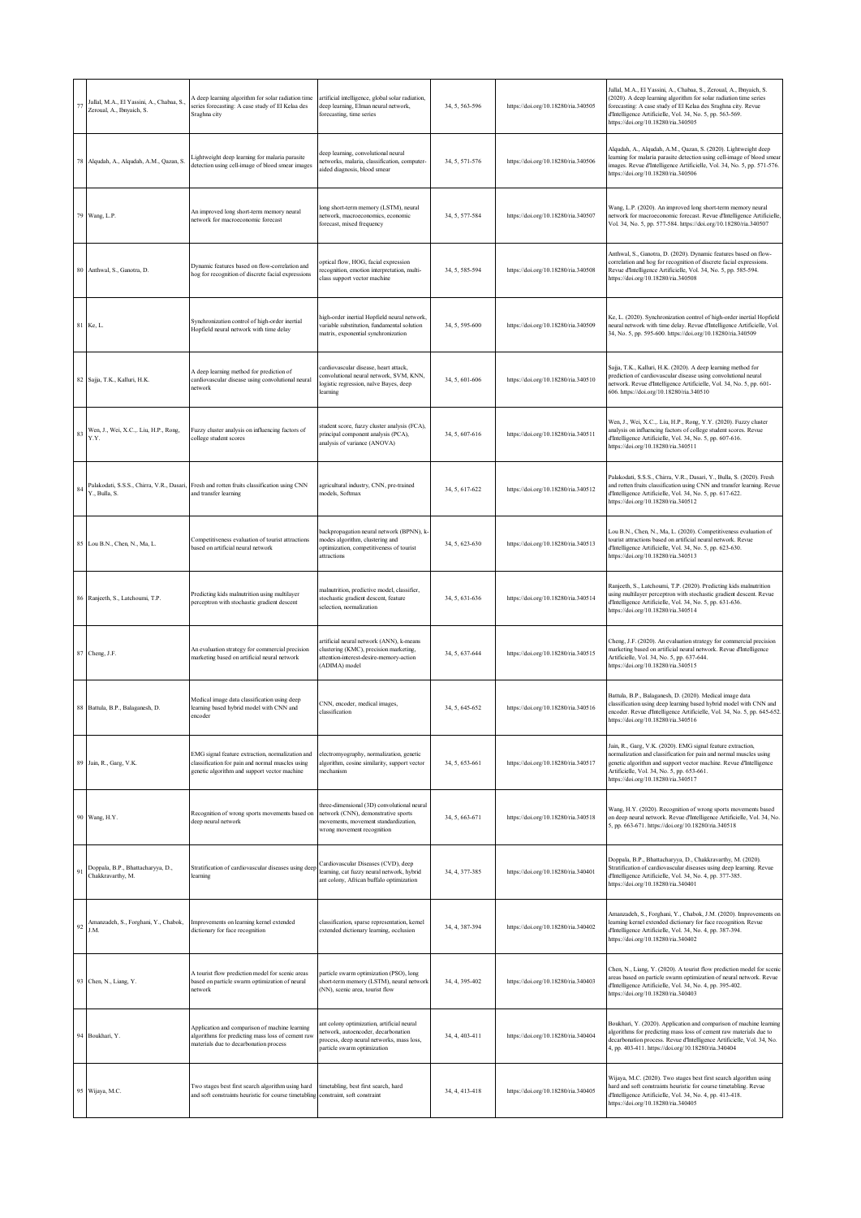| | | | | | | |
|---|---|---|---|---|---|---|
| 77 | Jallal, M.A., El Yassini, A., Chabaa, S., Zeroual, A., Ibnyaich, S. | A deep learning algorithm for solar radiation time series forecasting: A case study of El Kelaa des Sraghna city | artificial intelligence, global solar radiation, deep learning, Elman neural network, forecasting, time series | 34, 5, 563-596 | https://doi.org/10.18280/ria.340505 | Jallal, M.A., El Yassini, A., Chabaa, S., Zeroual, A., Ibnyaich, S. (2020). A deep learning algorithm for solar radiation time series forecasting: A case study of El Kelaa des Sraghna city. Revue d'Intelligence Artificielle, Vol. 34, No. 5, pp. 563-569. https://doi.org/10.18280/ria.340505 |
| 78 | Alqudah, A., Alqudah, A.M., Qazan, S. | Lightweight deep learning for malaria parasite detection using cell-image of blood smear images | deep learning, convolutional neural networks, malaria, classification, computer-aided diagnosis, blood smear | 34, 5, 571-576 | https://doi.org/10.18280/ria.340506 | Alqudah, A., Alqudah, A.M., Qazan, S. (2020). Lightweight deep learning for malaria parasite detection using cell-image of blood smear images. Revue d'Intelligence Artificielle, Vol. 34, No. 5, pp. 571-576. https://doi.org/10.18280/ria.340506 |
| 79 | Wang, L.P. | An improved long short-term memory neural network for macroeconomic forecast | long short-term memory (LSTM), neural network, macroeconomics, economic forecast, mixed frequency | 34, 5, 577-584 | https://doi.org/10.18280/ria.340507 | Wang, L.P. (2020). An improved long short-term memory neural network for macroeconomic forecast. Revue d'Intelligence Artificielle, Vol. 34, No. 5, pp. 577-584. https://doi.org/10.18280/ria.340507 |
| 80 | Anthwal, S., Ganotra, D. | Dynamic features based on flow-correlation and hog for recognition of discrete facial expressions | optical flow, HOG, facial expression recognition, emotion interpretation, multi-class support vector machine | 34, 5, 585-594 | https://doi.org/10.18280/ria.340508 | Anthwal, S., Ganotra, D. (2020). Dynamic features based on flow-correlation and hog for recognition of discrete facial expressions. Revue d'Intelligence Artificielle, Vol. 34, No. 5, pp. 585-594. https://doi.org/10.18280/ria.340508 |
| 81 | Ke, L. | Synchronization control of high-order inertial Hopfield neural network with time delay | high-order inertial Hopfield neural network, variable substitution, fundamental solution matrix, exponential synchronization | 34, 5, 595-600 | https://doi.org/10.18280/ria.340509 | Ke, L. (2020). Synchronization control of high-order inertial Hopfield neural network with time delay. Revue d'Intelligence Artificielle, Vol. 34, No. 5, pp. 595-600. https://doi.org/10.18280/ria.340509 |
| 82 | Sajja, T.K., Kalluri, H.K. | A deep learning method for prediction of cardiovascular disease using convolutional neural network | cardiovascular disease, heart attack, convolutional neural network, SVM, KNN, logistic regression, naïve Bayes, deep learning | 34, 5, 601-606 | https://doi.org/10.18280/ria.340510 | Sajja, T.K., Kalluri, H.K. (2020). A deep learning method for prediction of cardiovascular disease using convolutional neural network. Revue d'Intelligence Artificielle, Vol. 34, No. 5, pp. 601-606. https://doi.org/10.18280/ria.340510 |
| 83 | Wen, J., Wei, X.C.,. Liu, H.P., Rong, Y.Y. | Fuzzy cluster analysis on influencing factors of college student scores | student score, fuzzy cluster analysis (FCA), principal component analysis (PCA), analysis of variance (ANOVA) | 34, 5, 607-616 | https://doi.org/10.18280/ria.340511 | Wen, J., Wei, X.C.,. Liu, H.P., Rong, Y.Y. (2020). Fuzzy cluster analysis on influencing factors of college student scores. Revue d'Intelligence Artificielle, Vol. 34, No. 5, pp. 607-616. https://doi.org/10.18280/ria.340511 |
| 84 | Palakodati, S.S.S., Chirra, V.R., Dasari, Y., Bulla, S. | Fresh and rotten fruits classification using CNN and transfer learning | agricultural industry, CNN, pre-trained models, Softmax | 34, 5, 617-622 | https://doi.org/10.18280/ria.340512 | Palakodati, S.S.S., Chirra, V.R., Dasari, Y., Bulla, S. (2020). Fresh and rotten fruits classification using CNN and transfer learning. Revue d'Intelligence Artificielle, Vol. 34, No. 5, pp. 617-622. https://doi.org/10.18280/ria.340512 |
| 85 | Lou B.N., Chen, N., Ma, L. | Competitiveness evaluation of tourist attractions based on artificial neural network | backpropagation neural network (BPNN), k-modes algorithm, clustering and optimization, competitiveness of tourist attractions | 34, 5, 623-630 | https://doi.org/10.18280/ria.340513 | Lou B.N., Chen, N., Ma, L. (2020). Competitiveness evaluation of tourist attractions based on artificial neural network. Revue d'Intelligence Artificielle, Vol. 34, No. 5, pp. 623-630. https://doi.org/10.18280/ria.340513 |
| 86 | Ranjeeth, S., Latchoumi, T.P. | Predicting kids malnutrition using multilayer perceptron with stochastic gradient descent | malnutrition, predictive model, classifier, stochastic gradient descent, feature selection, normalization | 34, 5, 631-636 | https://doi.org/10.18280/ria.340514 | Ranjeeth, S., Latchoumi, T.P. (2020). Predicting kids malnutrition using multilayer perceptron with stochastic gradient descent. Revue d'Intelligence Artificielle, Vol. 34, No. 5, pp. 631-636. https://doi.org/10.18280/ria.340514 |
| 87 | Cheng, J.F. | An evaluation strategy for commercial precision marketing based on artificial neural network | artificial neural network (ANN), k-means clustering (KMC), precision marketing, attention-interest-desire-memory-action (ADIMA) model | 34, 5, 637-644 | https://doi.org/10.18280/ria.340515 | Cheng, J.F. (2020). An evaluation strategy for commercial precision marketing based on artificial neural network. Revue d'Intelligence Artificielle, Vol. 34, No. 5, pp. 637-644. https://doi.org/10.18280/ria.340515 |
| 88 | Battula, B.P., Balaganesh, D. | Medical image data classification using deep learning based hybrid model with CNN and encoder | CNN, encoder, medical images, classification | 34, 5, 645-652 | https://doi.org/10.18280/ria.340516 | Battula, B.P., Balaganesh, D. (2020). Medical image data classification using deep learning based hybrid model with CNN and encoder. Revue d'Intelligence Artificielle, Vol. 34, No. 5, pp. 645-652. https://doi.org/10.18280/ria.340516 |
| 89 | Jain, R., Garg, V.K. | EMG signal feature extraction, normalization and classification for pain and normal muscles using genetic algorithm and support vector machine | electromyography, normalization, genetic algorithm, cosine similarity, support vector mechanism | 34, 5, 653-661 | https://doi.org/10.18280/ria.340517 | Jain, R., Garg, V.K. (2020). EMG signal feature extraction, normalization and classification for pain and normal muscles using genetic algorithm and support vector machine. Revue d'Intelligence Artificielle, Vol. 34, No. 5, pp. 653-661. https://doi.org/10.18280/ria.340517 |
| 90 | Wang, H.Y. | Recognition of wrong sports movements based on deep neural network | three-dimensional (3D) convolutional neural network (CNN), demonstrative sports movements, movement standardization, wrong movement recognition | 34, 5, 663-671 | https://doi.org/10.18280/ria.340518 | Wang, H.Y. (2020). Recognition of wrong sports movements based on deep neural network. Revue d'Intelligence Artificielle, Vol. 34, No. 5, pp. 663-671. https://doi.org/10.18280/ria.340518 |
| 91 | Doppala, B.P., Bhattacharyya, D., Chakkravarthy, M. | Stratification of cardiovascular diseases using deep learning | Cardiovascular Diseases (CVD), deep learning, cat fuzzy neural network, hybrid ant colony, African buffalo optimization | 34, 4, 377-385 | https://doi.org/10.18280/ria.340401 | Doppala, B.P., Bhattacharyya, D., Chakkravarthy, M. (2020). Stratification of cardiovascular diseases using deep learning. Revue d'Intelligence Artificielle, Vol. 34, No. 4, pp. 377-385. https://doi.org/10.18280/ria.340401 |
| 92 | Amanzadeh, S., Forghani, Y., Chabok, J.M. | Improvements on learning kernel extended dictionary for face recognition | classification, sparse representation, kernel extended dictionary learning, occlusion | 34, 4, 387-394 | https://doi.org/10.18280/ria.340402 | Amanzadeh, S., Forghani, Y., Chabok, J.M. (2020). Improvements on learning kernel extended dictionary for face recognition. Revue d'Intelligence Artificielle, Vol. 34, No. 4, pp. 387-394. https://doi.org/10.18280/ria.340402 |
| 93 | Chen, N., Liang, Y. | A tourist flow prediction model for scenic areas based on particle swarm optimization of neural network | particle swarm optimization (PSO), long short-term memory (LSTM), neural network (NN), scenic area, tourist flow | 34, 4, 395-402 | https://doi.org/10.18280/ria.340403 | Chen, N., Liang, Y. (2020). A tourist flow prediction model for scenic areas based on particle swarm optimization of neural network. Revue d'Intelligence Artificielle, Vol. 34, No. 4, pp. 395-402. https://doi.org/10.18280/ria.340403 |
| 94 | Boukhari, Y. | Application and comparison of machine learning algorithms for predicting mass loss of cement raw materials due to decarbonation process | ant colony optimization, artificial neural network, autoencoder, decarbonation process, deep neural networks, mass loss, particle swarm optimization | 34, 4, 403-411 | https://doi.org/10.18280/ria.340404 | Boukhari, Y. (2020). Application and comparison of machine learning algorithms for predicting mass loss of cement raw materials due to decarbonation process. Revue d'Intelligence Artificielle, Vol. 34, No. 4, pp. 403-411. https://doi.org/10.18280/ria.340404 |
| 95 | Wijaya, M.C. | Two stages best first search algorithm using hard and soft constraints heuristic for course timetabling | timetabling, best first search, hard constraint, soft constraint | 34, 4, 413-418 | https://doi.org/10.18280/ria.340405 | Wijaya, M.C. (2020). Two stages best first search algorithm using hard and soft constraints heuristic for course timetabling. Revue d'Intelligence Artificielle, Vol. 34, No. 4, pp. 413-418. https://doi.org/10.18280/ria.340405 |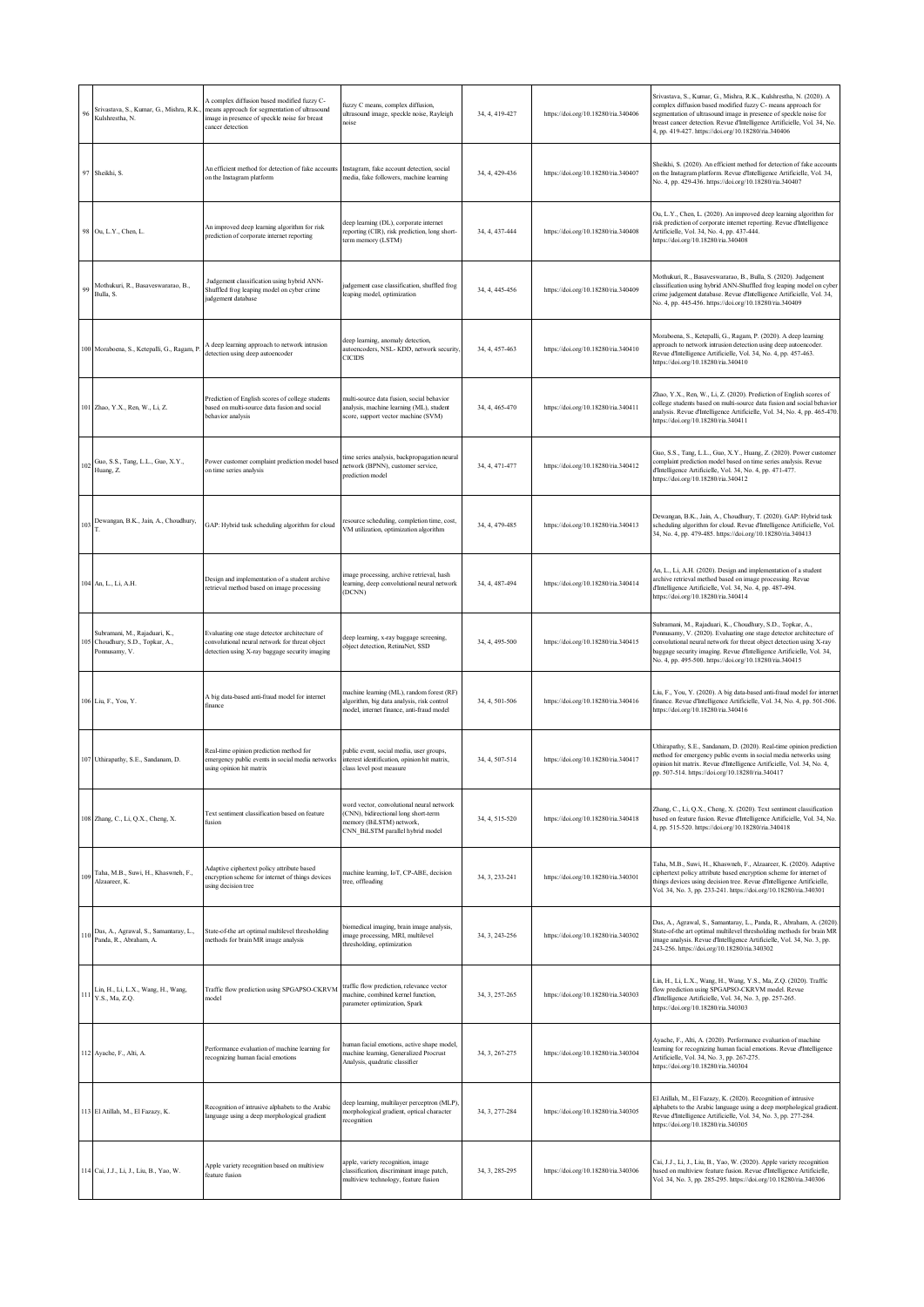| | | | | | | |
|---|---|---|---|---|---|---|
| 96 | Srivastava, S., Kumar, G., Mishra, R.K., Kulshrestha, N. | A complex diffusion based modified fuzzy C-means approach for segmentation of ultrasound image in presence of speckle noise for breast cancer detection | fuzzy C means, complex diffusion, ultrasound image, speckle noise, Rayleigh noise | 34, 4, 419-427 | https://doi.org/10.18280/ria.340406 | Srivastava, S., Kumar, G., Mishra, R.K., Kulshrestha, N. (2020). A complex diffusion based modified fuzzy C- means approach for segmentation of ultrasound image in presence of speckle noise for breast cancer detection. Revue d'Intelligence Artificielle, Vol. 34, No. 4, pp. 419-427. https://doi.org/10.18280/ria.340406 |
| 97 | Sheikhi, S. | An efficient method for detection of fake accounts on the Instagram platform | Instagram, fake account detection, social media, fake followers, machine learning | 34, 4, 429-436 | https://doi.org/10.18280/ria.340407 | Sheikhi, S. (2020). An efficient method for detection of fake accounts on the Instagram platform. Revue d'Intelligence Artificielle, Vol. 34, No. 4, pp. 429-436. https://doi.org/10.18280/ria.340407 |
| 98 | Ou, L.Y., Chen, L. | An improved deep learning algorithm for risk prediction of corporate internet reporting | deep learning (DL), corporate internet reporting (CIR), risk prediction, long short-term memory (LSTM) | 34, 4, 437-444 | https://doi.org/10.18280/ria.340408 | Ou, L.Y., Chen, L. (2020). An improved deep learning algorithm for risk prediction of corporate internet reporting. Revue d'Intelligence Artificielle, Vol. 34, No. 4, pp. 437-444. https://doi.org/10.18280/ria.340408 |
| 99 | Mothukuri, R., Basaveswararao, B., Bulla, S. | Judgement classification using hybrid ANN-Shuffled frog leaping model on cyber crime judgement database | judgement case classification, shuffled frog leaping model, optimization | 34, 4, 445-456 | https://doi.org/10.18280/ria.340409 | Mothukuri, R., Basaveswararao, B., Bulla, S. (2020). Judgement classification using hybrid ANN-Shuffled frog leaping model on cyber crime judgement database. Revue d'Intelligence Artificielle, Vol. 34, No. 4, pp. 445-456. https://doi.org/10.18280/ria.340409 |
| 100 | Moraboena, S., Ketepalli, G., Ragam, P. | A deep learning approach to network intrusion detection using deep autoencoder | deep learning, anomaly detection, autoencoders, NSL- KDD, network security, CICIDS | 34, 4, 457-463 | https://doi.org/10.18280/ria.340410 | Moraboena, S., Ketepalli, G., Ragam, P. (2020). A deep learning approach to network intrusion detection using deep autoencoder. Revue d'Intelligence Artificielle, Vol. 34, No. 4, pp. 457-463. https://doi.org/10.18280/ria.340410 |
| 101 | Zhao, Y.X., Ren, W., Li, Z. | Prediction of English scores of college students based on multi-source data fusion and social behavior analysis | multi-source data fusion, social behavior analysis, machine learning (ML), student score, support vector machine (SVM) | 34, 4, 465-470 | https://doi.org/10.18280/ria.340411 | Zhao, Y.X., Ren, W., Li, Z. (2020). Prediction of English scores of college students based on multi-source data fusion and social behavior analysis. Revue d'Intelligence Artificielle, Vol. 34, No. 4, pp. 465-470. https://doi.org/10.18280/ria.340411 |
| 102 | Guo, S.S., Tang, L.L., Guo, X.Y., Huang, Z. | Power customer complaint prediction model based on time series analysis | time series analysis, backpropagation neural network (BPNN), customer service, prediction model | 34, 4, 471-477 | https://doi.org/10.18280/ria.340412 | Guo, S.S., Tang, L.L., Guo, X.Y., Huang, Z. (2020). Power customer complaint prediction model based on time series analysis. Revue d'Intelligence Artificielle, Vol. 34, No. 4, pp. 471-477. https://doi.org/10.18280/ria.340412 |
| 103 | Dewangan, B.K., Jain, A., Choudhury, T. | GAP: Hybrid task scheduling algorithm for cloud | resource scheduling, completion time, cost, VM utilization, optimization algorithm | 34, 4, 479-485 | https://doi.org/10.18280/ria.340413 | Dewangan, B.K., Jain, A., Choudhury, T. (2020). GAP: Hybrid task scheduling algorithm for cloud. Revue d'Intelligence Artificielle, Vol. 34, No. 4, pp. 479-485. https://doi.org/10.18280/ria.340413 |
| 104 | An, L., Li, A.H. | Design and implementation of a student archive retrieval method based on image processing | image processing, archive retrieval, hash learning, deep convolutional neural network (DCNN) | 34, 4, 487-494 | https://doi.org/10.18280/ria.340414 | An, L., Li, A.H. (2020). Design and implementation of a student archive retrieval method based on image processing. Revue d'Intelligence Artificielle, Vol. 34, No. 4, pp. 487-494. https://doi.org/10.18280/ria.340414 |
| 105 | Subramani, M., Rajaduari, K., Choudhury, S.D., Topkar, A., Ponnusamy, V. | Evaluating one stage detector architecture of convolutional neural network for threat object detection using X-ray baggage security imaging | deep learning, x-ray baggage screening, object detection, RetinaNet, SSD | 34, 4, 495-500 | https://doi.org/10.18280/ria.340415 | Subramani, M., Rajaduari, K., Choudhury, S.D., Topkar, A., Ponnusamy, V. (2020). Evaluating one stage detector architecture of convolutional neural network for threat object detection using X-ray baggage security imaging. Revue d'Intelligence Artificielle, Vol. 34, No. 4, pp. 495-500. https://doi.org/10.18280/ria.340415 |
| 106 | Liu, F., You, Y. | A big data-based anti-fraud model for internet finance | machine learning (ML), random forest (RF) algorithm, big data analysis, risk control model, internet finance, anti-fraud model | 34, 4, 501-506 | https://doi.org/10.18280/ria.340416 | Liu, F., You, Y. (2020). A big data-based anti-fraud model for internet finance. Revue d'Intelligence Artificielle, Vol. 34, No. 4, pp. 501-506. https://doi.org/10.18280/ria.340416 |
| 107 | Uthirapathy, S.E., Sandanam, D. | Real-time opinion prediction method for emergency public events in social media networks using opinion hit matrix | public event, social media, user groups, interest identification, opinion hit matrix, class level post measure | 34, 4, 507-514 | https://doi.org/10.18280/ria.340417 | Uthirapathy, S.E., Sandanam, D. (2020). Real-time opinion prediction method for emergency public events in social media networks using opinion hit matrix. Revue d'Intelligence Artificielle, Vol. 34, No. 4, pp. 507-514. https://doi.org/10.18280/ria.340417 |
| 108 | Zhang, C., Li, Q.X., Cheng, X. | Text sentiment classification based on feature fusion | word vector, convolutional neural network (CNN), bidirectional long short-term memory (BiLSTM) network, CNN_BiLSTM parallel hybrid model | 34, 4, 515-520 | https://doi.org/10.18280/ria.340418 | Zhang, C., Li, Q.X., Cheng, X. (2020). Text sentiment classification based on feature fusion. Revue d'Intelligence Artificielle, Vol. 34, No. 4, pp. 515-520. https://doi.org/10.18280/ria.340418 |
| 109 | Taha, M.B., Suwi, H., Khaswneh, F., Alzaareer, K. | Adaptive ciphertext policy attribute based encryption scheme for internet of things devices using decision tree | machine learning, IoT, CP-ABE, decision tree, offloading | 34, 3, 233-241 | https://doi.org/10.18280/ria.340301 | Taha, M.B., Suwi, H., Khaswneh, F., Alzaareer, K. (2020). Adaptive ciphertext policy attribute based encryption scheme for internet of things devices using decision tree. Revue d'Intelligence Artificielle, Vol. 34, No. 3, pp. 233-241. https://doi.org/10.18280/ria.340301 |
| 110 | Das, A., Agrawal, S., Samantaray, L., Panda, R., Abraham, A. | State-of-the art optimal multilevel thresholding methods for brain MR image analysis | biomedical imaging, brain image analysis, image processing, MRI, multilevel thresholding, optimization | 34, 3, 243-256 | https://doi.org/10.18280/ria.340302 | Das, A., Agrawal, S., Samantaray, L., Panda, R., Abraham, A. (2020). State-of-the art optimal multilevel thresholding methods for brain MR image analysis. Revue d'Intelligence Artificielle, Vol. 34, No. 3, pp. 243-256. https://doi.org/10.18280/ria.340302 |
| 111 | Lin, H., Li, L.X., Wang, H., Wang, Y.S., Ma, Z.Q. | Traffic flow prediction using SPGAPSO-CKRVM model | traffic flow prediction, relevance vector machine, combined kernel function, parameter optimization, Spark | 34, 3, 257-265 | https://doi.org/10.18280/ria.340303 | Lin, H., Li, L.X., Wang, H., Wang, Y.S., Ma, Z.Q. (2020). Traffic flow prediction using SPGAPSO-CKRVM model. Revue d'Intelligence Artificielle, Vol. 34, No. 3, pp. 257-265. https://doi.org/10.18280/ria.340303 |
| 112 | Ayache, F., Alti, A. | Performance evaluation of machine learning for recognizing human facial emotions | human facial emotions, active shape model, machine learning, Generalized Procrust Analysis, quadratic classifier | 34, 3, 267-275 | https://doi.org/10.18280/ria.340304 | Ayache, F., Alti, A. (2020). Performance evaluation of machine learning for recognizing human facial emotions. Revue d'Intelligence Artificielle, Vol. 34, No. 3, pp. 267-275. https://doi.org/10.18280/ria.340304 |
| 113 | El Atillah, M., El Fazazy, K. | Recognition of intrusive alphabets to the Arabic language using a deep morphological gradient | deep learning, multilayer perceptron (MLP), morphological gradient, optical character recognition | 34, 3, 277-284 | https://doi.org/10.18280/ria.340305 | El Atillah, M., El Fazazy, K. (2020). Recognition of intrusive alphabets to the Arabic language using a deep morphological gradient. Revue d'Intelligence Artificielle, Vol. 34, No. 3, pp. 277-284. https://doi.org/10.18280/ria.340305 |
| 114 | Cai, J.J., Li, J., Liu, B., Yao, W. | Apple variety recognition based on multiview feature fusion | apple, variety recognition, image classification, discriminant image patch, multiview technology, feature fusion | 34, 3, 285-295 | https://doi.org/10.18280/ria.340306 | Cai, J.J., Li, J., Liu, B., Yao, W. (2020). Apple variety recognition based on multiview feature fusion. Revue d'Intelligence Artificielle, Vol. 34, No. 3, pp. 285-295. https://doi.org/10.18280/ria.340306 |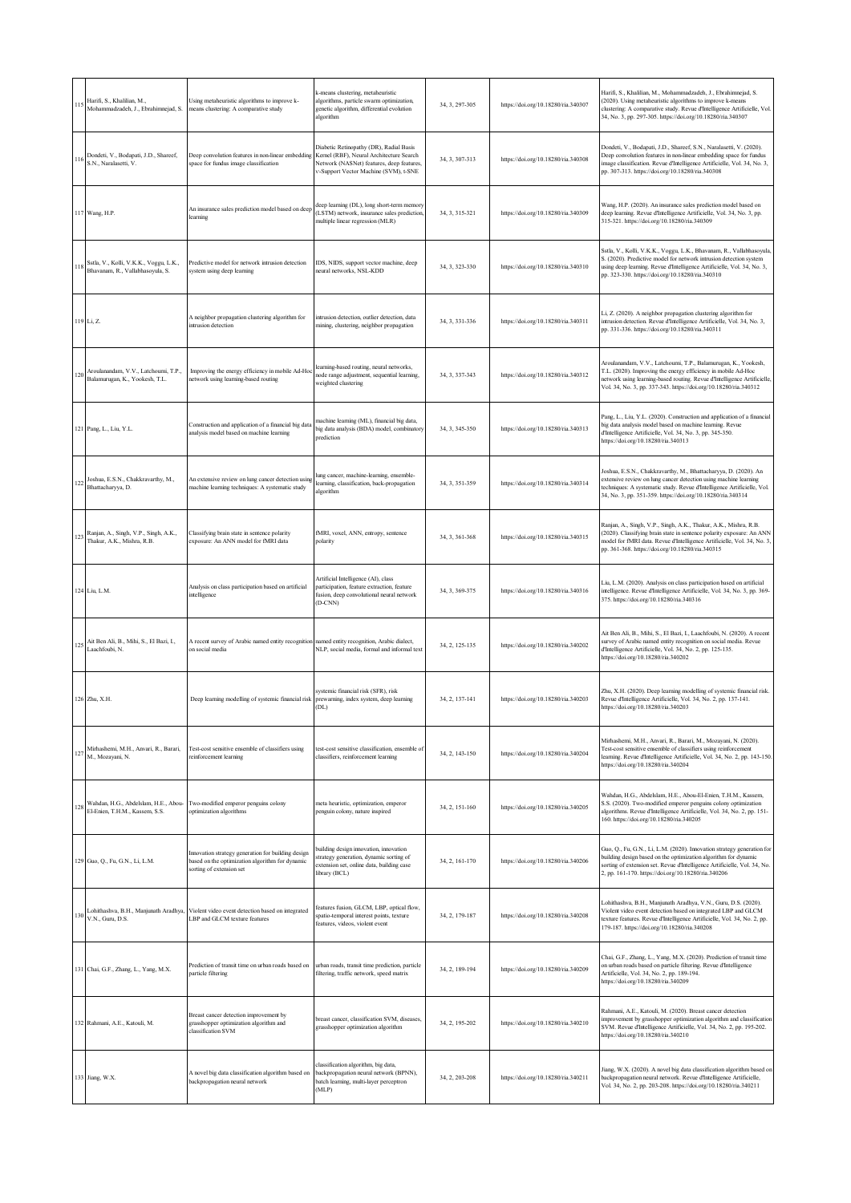| | | | | | | |
|---|---|---|---|---|---|---|
| 115 | Harifi, S., Khalilian, M., Mohammadzadeh, J., Ebrahimnejad, S. | Using metaheuristic algorithms to improve k-means clustering: A comparative study | k-means clustering, metaheuristic algorithms, particle swarm optimization, genetic algorithm, differential evolution algorithm | 34, 3, 297-305 | https://doi.org/10.18280/ria.340307 | Harifi, S., Khalilian, M., Mohammadzadeh, J., Ebrahimnejad, S. (2020). Using metaheuristic algorithms to improve k-means clustering: A comparative study. Revue d'Intelligence Artificielle, Vol. 34, No. 3, pp. 297-305. https://doi.org/10.18280/ria.340307 |
| 116 | Dondeti, V., Bodapati, J.D., Shareef, S.N., Naralasetti, V. | Deep convolution features in non-linear embedding space for fundus image classification | Diabetic Retinopathy (DR), Radial Basis Kernel (RBF), Neural Architecture Search Network (NASNet) features, deep features, v-Support Vector Machine (SVM), t-SNE | 34, 3, 307-313 | https://doi.org/10.18280/ria.340308 | Dondeti, V., Bodapati, J.D., Shareef, S.N., Naralasetti, V. (2020). Deep convolution features in non-linear embedding space for fundus image classification. Revue d'Intelligence Artificielle, Vol. 34, No. 3, pp. 307-313. https://doi.org/10.18280/ria.340308 |
| 117 | Wang, H.P. | An insurance sales prediction model based on deep learning | deep learning (DL), long short-term memory (LSTM) network, insurance sales prediction, multiple linear regression (MLR) | 34, 3, 315-321 | https://doi.org/10.18280/ria.340309 | Wang, H.P. (2020). An insurance sales prediction model based on deep learning. Revue d'Intelligence Artificielle, Vol. 34, No. 3, pp. 315-321. https://doi.org/10.18280/ria.340309 |
| 118 | Sstla, V., Kolli, V.K.K., Voggu, L.K., Bhavanam, R., Vallabhasoyula, S. | Predictive model for network intrusion detection system using deep learning | IDS, NIDS, support vector machine, deep neural networks, NSL-KDD | 34, 3, 323-330 | https://doi.org/10.18280/ria.340310 | Sstla, V., Kolli, V.K.K., Voggu, L.K., Bhavanam, R., Vallabhasoyula, S. (2020). Predictive model for network intrusion detection system using deep learning. Revue d'Intelligence Artificielle, Vol. 34, No. 3, pp. 323-330. https://doi.org/10.18280/ria.340310 |
| 119 | Li, Z. | A neighbor propagation clustering algorithm for intrusion detection | intrusion detection, outlier detection, data mining, clustering, neighbor propagation | 34, 3, 331-336 | https://doi.org/10.18280/ria.340311 | Li, Z. (2020). A neighbor propagation clustering algorithm for intrusion detection. Revue d'Intelligence Artificielle, Vol. 34, No. 3, pp. 331-336. https://doi.org/10.18280/ria.340311 |
| 120 | Aroulanandam, V.V., Latchoumi, T.P., Balamurugan, K., Yookesh, T.L. | Improving the energy efficiency in mobile Ad-Hoc network using learning-based routing | learning-based routing, neural networks, node range adjustment, sequential learning, weighted clustering | 34, 3, 337-343 | https://doi.org/10.18280/ria.340312 | Aroulanandam, V.V., Latchoumi, T.P., Balamurugan, K., Yookesh, T.L. (2020). Improving the energy efficiency in mobile Ad-Hoc network using learning-based routing. Revue d'Intelligence Artificielle, Vol. 34, No. 3, pp. 337-343. https://doi.org/10.18280/ria.340312 |
| 121 | Pang, L., Liu, Y.L. | Construction and application of a financial big data analysis model based on machine learning | machine learning (ML), financial big data, big data analysis (BDA) model, combinatory prediction | 34, 3, 345-350 | https://doi.org/10.18280/ria.340313 | Pang, L., Liu, Y.L. (2020). Construction and application of a financial big data analysis model based on machine learning. Revue d'Intelligence Artificielle, Vol. 34, No. 3, pp. 345-350. https://doi.org/10.18280/ria.340313 |
| 122 | Joshua, E.S.N., Chakkravarthy, M., Bhattacharyya, D. | An extensive review on lung cancer detection using machine learning techniques: A systematic study | lung cancer, machine-learning, ensemble-learning, classification, back-propagation algorithm | 34, 3, 351-359 | https://doi.org/10.18280/ria.340314 | Joshua, E.S.N., Chakkravarthy, M., Bhattacharyya, D. (2020). An extensive review on lung cancer detection using machine learning techniques: A systematic study. Revue d'Intelligence Artificielle, Vol. 34, No. 3, pp. 351-359. https://doi.org/10.18280/ria.340314 |
| 123 | Ranjan, A., Singh, V.P., Singh, A.K., Thakur, A.K., Mishra, R.B. | Classifying brain state in sentence polarity exposure: An ANN model for fMRI data | fMRI, voxel, ANN, entropy, sentence polarity | 34, 3, 361-368 | https://doi.org/10.18280/ria.340315 | Ranjan, A., Singh, V.P., Singh, A.K., Thakur, A.K., Mishra, R.B. (2020). Classifying brain state in sentence polarity exposure: An ANN model for fMRI data. Revue d'Intelligence Artificielle, Vol. 34, No. 3, pp. 361-368. https://doi.org/10.18280/ria.340315 |
| 124 | Liu, L.M. | Analysis on class participation based on artificial intelligence | Artificial Intelligence (AI), class participation, feature extraction, feature fusion, deep convolutional neural network (D-CNN) | 34, 3, 369-375 | https://doi.org/10.18280/ria.340316 | Liu, L.M. (2020). Analysis on class participation based on artificial intelligence. Revue d'Intelligence Artificielle, Vol. 34, No. 3, pp. 369-375. https://doi.org/10.18280/ria.340316 |
| 125 | Ait Ben Ali, B., Mihi, S., El Bazi, I., Laachfoubi, N. | A recent survey of Arabic named entity recognition on social media | named entity recognition, Arabic dialect, NLP, social media, formal and informal text | 34, 2, 125-135 | https://doi.org/10.18280/ria.340202 | Ait Ben Ali, B., Mihi, S., El Bazi, I., Laachfoubi, N. (2020). A recent survey of Arabic named entity recognition on social media. Revue d'Intelligence Artificielle, Vol. 34, No. 2, pp. 125-135. https://doi.org/10.18280/ria.340202 |
| 126 | Zhu, X.H. | Deep learning modelling of systemic financial risk | systemic financial risk (SFR), risk prewarning, index system, deep learning (DL) | 34, 2, 137-141 | https://doi.org/10.18280/ria.340203 | Zhu, X.H. (2020). Deep learning modelling of systemic financial risk. Revue d'Intelligence Artificielle, Vol. 34, No. 2, pp. 137-141. https://doi.org/10.18280/ria.340203 |
| 127 | Mirhashemi, M.H., Anvari, R., Barari, M., Mozayani, N. | Test-cost sensitive ensemble of classifiers using reinforcement learning | test-cost sensitive classification, ensemble of classifiers, reinforcement learning | 34, 2, 143-150 | https://doi.org/10.18280/ria.340204 | Mirhashemi, M.H., Anvari, R., Barari, M., Mozayani, N. (2020). Test-cost sensitive ensemble of classifiers using reinforcement learning. Revue d'Intelligence Artificielle, Vol. 34, No. 2, pp. 143-150. https://doi.org/10.18280/ria.340204 |
| 128 | Wahdan, H.G., Abdelslam, H.E., Abou-El-Enien, T.H.M., Kassem, S.S. | Two-modified emperor penguins colony optimization algorithms | meta heuristic, optimization, emperor penguin colony, nature inspired | 34, 2, 151-160 | https://doi.org/10.18280/ria.340205 | Wahdan, H.G., Abdelslam, H.E., Abou-El-Enien, T.H.M., Kassem, S.S. (2020). Two-modified emperor penguins colony optimization algorithms. Revue d'Intelligence Artificielle, Vol. 34, No. 2, pp. 151-160. https://doi.org/10.18280/ria.340205 |
| 129 | Guo, Q., Fu, G.N., Li, L.M. | Innovation strategy generation for building design based on the optimization algorithm for dynamic sorting of extension set | building design innovation, innovation strategy generation, dynamic sorting of extension set, online data, building case library (BCL) | 34, 2, 161-170 | https://doi.org/10.18280/ria.340206 | Guo, Q., Fu, G.N., Li, L.M. (2020). Innovation strategy generation for building design based on the optimization algorithm for dynamic sorting of extension set. Revue d'Intelligence Artificielle, Vol. 34, No. 2, pp. 161-170. https://doi.org/10.18280/ria.340206 |
| 130 | Lohithashva, B.H., Manjunath Aradhya, V.N., Guru, D.S. | Violent video event detection based on integrated LBP and GLCM texture features | features fusion, GLCM, LBP, optical flow, spatio-temporal interest points, texture features, videos, violent event | 34, 2, 179-187 | https://doi.org/10.18280/ria.340208 | Lohithashva, B.H., Manjunath Aradhya, V.N., Guru, D.S. (2020). Violent video event detection based on integrated LBP and GLCM texture features. Revue d'Intelligence Artificielle, Vol. 34, No. 2, pp. 179-187. https://doi.org/10.18280/ria.340208 |
| 131 | Chai, G.F., Zhang, L., Yang, M.X. | Prediction of transit time on urban roads based on particle filtering | urban roads, transit time prediction, particle filtering, traffic network, speed matrix | 34, 2, 189-194 | https://doi.org/10.18280/ria.340209 | Chai, G.F., Zhang, L., Yang, M.X. (2020). Prediction of transit time on urban roads based on particle filtering. Revue d'Intelligence Artificielle, Vol. 34, No. 2, pp. 189-194. https://doi.org/10.18280/ria.340209 |
| 132 | Rahmani, A.E., Katouli, M. | Breast cancer detection improvement by grasshopper optimization algorithm and classification SVM | breast cancer, classification SVM, diseases, grasshopper optimization algorithm | 34, 2, 195-202 | https://doi.org/10.18280/ria.340210 | Rahmani, A.E., Katouli, M. (2020). Breast cancer detection improvement by grasshopper optimization algorithm and classification SVM. Revue d'Intelligence Artificielle, Vol. 34, No. 2, pp. 195-202. https://doi.org/10.18280/ria.340210 |
| 133 | Jiang, W.X. | A novel big data classification algorithm based on backpropagation neural network | classification algorithm, big data, backpropagation neural network (BPNN), batch learning, multi-layer perceptron (MLP) | 34, 2, 203-208 | https://doi.org/10.18280/ria.340211 | Jiang, W.X. (2020). A novel big data classification algorithm based on backpropagation neural network. Revue d'Intelligence Artificielle, Vol. 34, No. 2, pp. 203-208. https://doi.org/10.18280/ria.340211 |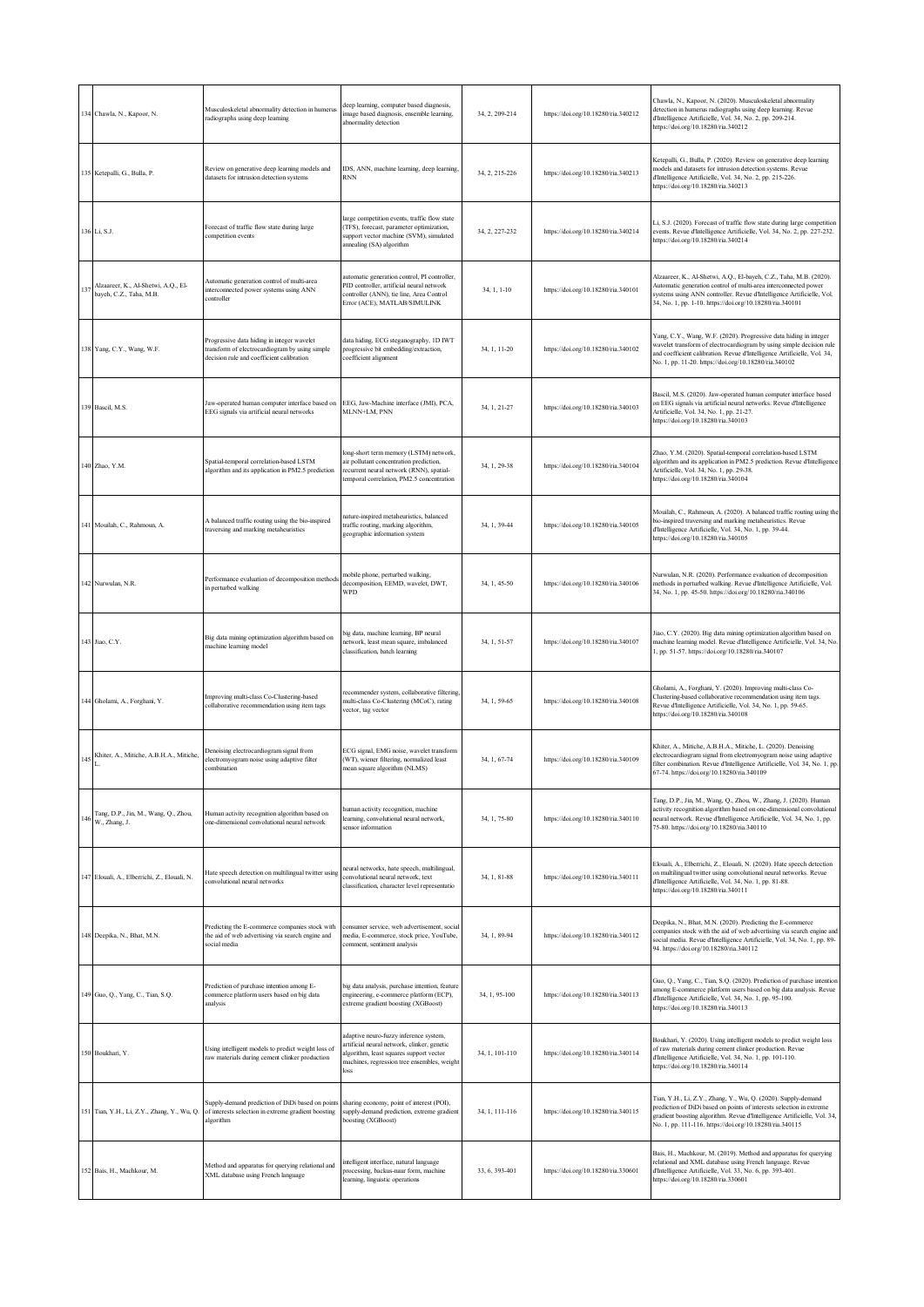| | | | | | | |
|---|---|---|---|---|---|---|
| 134 | Chawla, N., Kapoor, N. | Musculoskeletal abnormality detection in humerus radiographs using deep learning | deep learning, computer based diagnosis, image based diagnosis, ensemble learning, abnormality detection | 34, 2, 209-214 | https://doi.org/10.18280/ria.340212 | Chawla, N., Kapoor, N. (2020). Musculoskeletal abnormality detection in humerus radiographs using deep learning. Revue d'Intelligence Artificielle, Vol. 34, No. 2, pp. 209-214. https://doi.org/10.18280/ria.340212 |
| 135 | Ketepalli, G., Bulla, P. | Review on generative deep learning models and datasets for intrusion detection systems | IDS, ANN, machine learning, deep learning, RNN | 34, 2, 215-226 | https://doi.org/10.18280/ria.340213 | Ketepalli, G., Bulla, P. (2020). Review on generative deep learning models and datasets for intrusion detection systems. Revue d'Intelligence Artificielle, Vol. 34, No. 2, pp. 215-226. https://doi.org/10.18280/ria.340213 |
| 136 | Li, S.J. | Forecast of traffic flow state during large competition events | large competition events, traffic flow state (TFS), forecast, parameter optimization, support vector machine (SVM), simulated annealing (SA) algorithm | 34, 2, 227-232 | https://doi.org/10.18280/ria.340214 | Li, S.J. (2020). Forecast of traffic flow state during large competition events. Revue d'Intelligence Artificielle, Vol. 34, No. 2, pp. 227-232. https://doi.org/10.18280/ria.340214 |
| 137 | Alzaareer, K., Al-Shetwi, A.Q., El-bayeh, C.Z., Taha, M.B. | Automatic generation control of multi-area interconnected power systems using ANN controller | automatic generation control, PI controller, PID controller, artificial neural network controller (ANN), tie line, Area Control Error (ACE), MATLAB/SIMULINK | 34, 1, 1-10 | https://doi.org/10.18280/ria.340101 | Alzaareer, K., Al-Shetwi, A.Q., El-bayeh, C.Z., Taha, M.B. (2020). Automatic generation control of multi-area interconnected power systems using ANN controller. Revue d'Intelligence Artificielle, Vol. 34, No. 1, pp. 1-10. https://doi.org/10.18280/ria.340101 |
| 138 | Yang, C.Y., Wang, W.F. | Progressive data hiding in integer wavelet transform of electrocardiogram by using simple decision rule and coefficient calibration | data hiding, ECG steganography, 1D IWT progressive bit embedding/extraction, coefficient alignment | 34, 1, 11-20 | https://doi.org/10.18280/ria.340102 | Yang, C.Y., Wang, W.F. (2020). Progressive data hiding in integer wavelet transform of electrocardiogram by using simple decision rule and coefficient calibration. Revue d'Intelligence Artificielle, Vol. 34, No. 1, pp. 11-20. https://doi.org/10.18280/ria.340102 |
| 139 | Bascil, M.S. | Jaw-operated human computer interface based on EEG signals via artificial neural networks | EEG, Jaw-Machine interface (JMI), PCA, MLNN+LM, PNN | 34, 1, 21-27 | https://doi.org/10.18280/ria.340103 | Bascil, M.S. (2020). Jaw-operated human computer interface based on EEG signals via artificial neural networks. Revue d'Intelligence Artificielle, Vol. 34, No. 1, pp. 21-27. https://doi.org/10.18280/ria.340103 |
| 140 | Zhao, Y.M. | Spatial-temporal correlation-based LSTM algorithm and its application in PM2.5 prediction | long-short term memory (LSTM) network, air pollutant concentration prediction, recurrent neural network (RNN), spatial-temporal correlation, PM2.5 concentration | 34, 1, 29-38 | https://doi.org/10.18280/ria.340104 | Zhao, Y.M. (2020). Spatial-temporal correlation-based LSTM algorithm and its application in PM2.5 prediction. Revue d'Intelligence Artificielle, Vol. 34, No. 1, pp. 29-38. https://doi.org/10.18280/ria.340104 |
| 141 | Mouilah, C., Rahmoun, A. | A balanced traffic routing using the bio-inspired traversing and marking metaheuristics | nature-inspired metaheuristics, balanced traffic routing, marking algorithm, geographic information system | 34, 1, 39-44 | https://doi.org/10.18280/ria.340105 | Mouilah, C., Rahmoun, A. (2020). A balanced traffic routing using the bio-inspired traversing and marking metaheuristics. Revue d'Intelligence Artificielle, Vol. 34, No. 1, pp. 39-44. https://doi.org/10.18280/ria.340105 |
| 142 | Nurwulan, N.R. | Performance evaluation of decomposition methods in perturbed walking | mobile phone, perturbed walking, decomposition, EEMD, wavelet, DWT, WPD | 34, 1, 45-50 | https://doi.org/10.18280/ria.340106 | Nurwulan, N.R. (2020). Performance evaluation of decomposition methods in perturbed walking. Revue d'Intelligence Artificielle, Vol. 34, No. 1, pp. 45-50. https://doi.org/10.18280/ria.340106 |
| 143 | Jiao, C.Y. | Big data mining optimization algorithm based on machine learning model | big data, machine learning, BP neural network, least mean square, imbalanced classification, batch learning | 34, 1, 51-57 | https://doi.org/10.18280/ria.340107 | Jiao, C.Y. (2020). Big data mining optimization algorithm based on machine learning model. Revue d'Intelligence Artificielle, Vol. 34, No. 1, pp. 51-57. https://doi.org/10.18280/ria.340107 |
| 144 | Gholami, A., Forghani, Y. | Improving multi-class Co-Clustering-based collaborative recommendation using item tags | recommender system, collaborative filtering, multi-class Co-Clustering (MCoC), rating vector, tag vector | 34, 1, 59-65 | https://doi.org/10.18280/ria.340108 | Gholami, A., Forghani, Y. (2020). Improving multi-class Co-Clustering-based collaborative recommendation using item tags. Revue d'Intelligence Artificielle, Vol. 34, No. 1, pp. 59-65. https://doi.org/10.18280/ria.340108 |
| 145 | Khiter, A., Mitiche, A.B.H.A., Mitiche, L. | Denoising electrocardiogram signal from electromyogram noise using adaptive filter combination | ECG signal, EMG noise, wavelet transform (WT), wiener filtering, normalized least mean square algorithm (NLMS) | 34, 1, 67-74 | https://doi.org/10.18280/ria.340109 | Khiter, A., Mitiche, A.B.H.A., Mitiche, L. (2020). Denoising electrocardiogram signal from electromyogram noise using adaptive filter combination. Revue d'Intelligence Artificielle, Vol. 34, No. 1, pp. 67-74. https://doi.org/10.18280/ria.340109 |
| 146 | Tang, D.P., Jin, M., Wang, Q., Zhou, W., Zhang, J. | Human activity recognition algorithm based on one-dimensional convolutional neural network | human activity recognition, machine learning, convolutional neural network, sensor information | 34, 1, 75-80 | https://doi.org/10.18280/ria.340110 | Tang, D.P., Jin, M., Wang, Q., Zhou, W., Zhang, J. (2020). Human activity recognition algorithm based on one-dimensional convolutional neural network. Revue d'Intelligence Artificielle, Vol. 34, No. 1, pp. 75-80. https://doi.org/10.18280/ria.340110 |
| 147 | Elouali, A., Elberrichi, Z., Elouali, N. | Hate speech detection on multilingual twitter using convolutional neural networks | neural networks, hate speech, multilingual, convolutional neural network, text classification, character level representatio | 34, 1, 81-88 | https://doi.org/10.18280/ria.340111 | Elouali, A., Elberrichi, Z., Elouali, N. (2020). Hate speech detection on multilingual twitter using convolutional neural networks. Revue d'Intelligence Artificielle, Vol. 34, No. 1, pp. 81-88. https://doi.org/10.18280/ria.340111 |
| 148 | Deepika, N., Bhat, M.N. | Predicting the E-commerce companies stock with the aid of web advertising via search engine and social media | consumer service, web advertisement, social media, E-commerce, stock price, YouTube, comment, sentiment analysis | 34, 1, 89-94 | https://doi.org/10.18280/ria.340112 | Deepika, N., Bhat, M.N. (2020). Predicting the E-commerce companies stock with the aid of web advertising via search engine and social media. Revue d'Intelligence Artificielle, Vol. 34, No. 1, pp. 89-94. https://doi.org/10.18280/ria.340112 |
| 149 | Guo, Q., Yang, C., Tian, S.Q. | Prediction of purchase intention among E-commerce platform users based on big data analysis | big data analysis, purchase intention, feature engineering, e-commerce platform (ECP), extreme gradient boosting (XGBoost) | 34, 1, 95-100 | https://doi.org/10.18280/ria.340113 | Guo, Q., Yang, C., Tian, S.Q. (2020). Prediction of purchase intention among E-commerce platform users based on big data analysis. Revue d'Intelligence Artificielle, Vol. 34, No. 1, pp. 95-100. https://doi.org/10.18280/ria.340113 |
| 150 | Boukhari, Y. | Using intelligent models to predict weight loss of raw materials during cement clinker production | adaptive neuro-fuzzy inference system, artificial neural network, clinker, genetic algorithm, least squares support vector machines, regression tree ensembles, weight loss | 34, 1, 101-110 | https://doi.org/10.18280/ria.340114 | Boukhari, Y. (2020). Using intelligent models to predict weight loss of raw materials during cement clinker production. Revue d'Intelligence Artificielle, Vol. 34, No. 1, pp. 101-110. https://doi.org/10.18280/ria.340114 |
| 151 | Tian, Y.H., Li, Z.Y., Zhang, Y., Wu, Q. | Supply-demand prediction of DiDi based on points of interests selection in extreme gradient boosting algorithm | sharing economy, point of interest (POI), supply-demand prediction, extreme gradient boosting (XGBoost) | 34, 1, 111-116 | https://doi.org/10.18280/ria.340115 | Tian, Y.H., Li, Z.Y., Zhang, Y., Wu, Q. (2020). Supply-demand prediction of DiDi based on points of interests selection in extreme gradient boosting algorithm. Revue d'Intelligence Artificielle, Vol. 34, No. 1, pp. 111-116. https://doi.org/10.18280/ria.340115 |
| 152 | Bais, H., Machkour, M. | Method and apparatus for querying relational and XML database using French language | intelligent interface, natural language processing, backus-naur form, machine learning, linguistic operations | 33, 6, 393-401 | https://doi.org/10.18280/ria.330601 | Bais, H., Machkour, M. (2019). Method and apparatus for querying relational and XML database using French language. Revue d'Intelligence Artificielle, Vol. 33, No. 6, pp. 393-401. https://doi.org/10.18280/ria.330601 |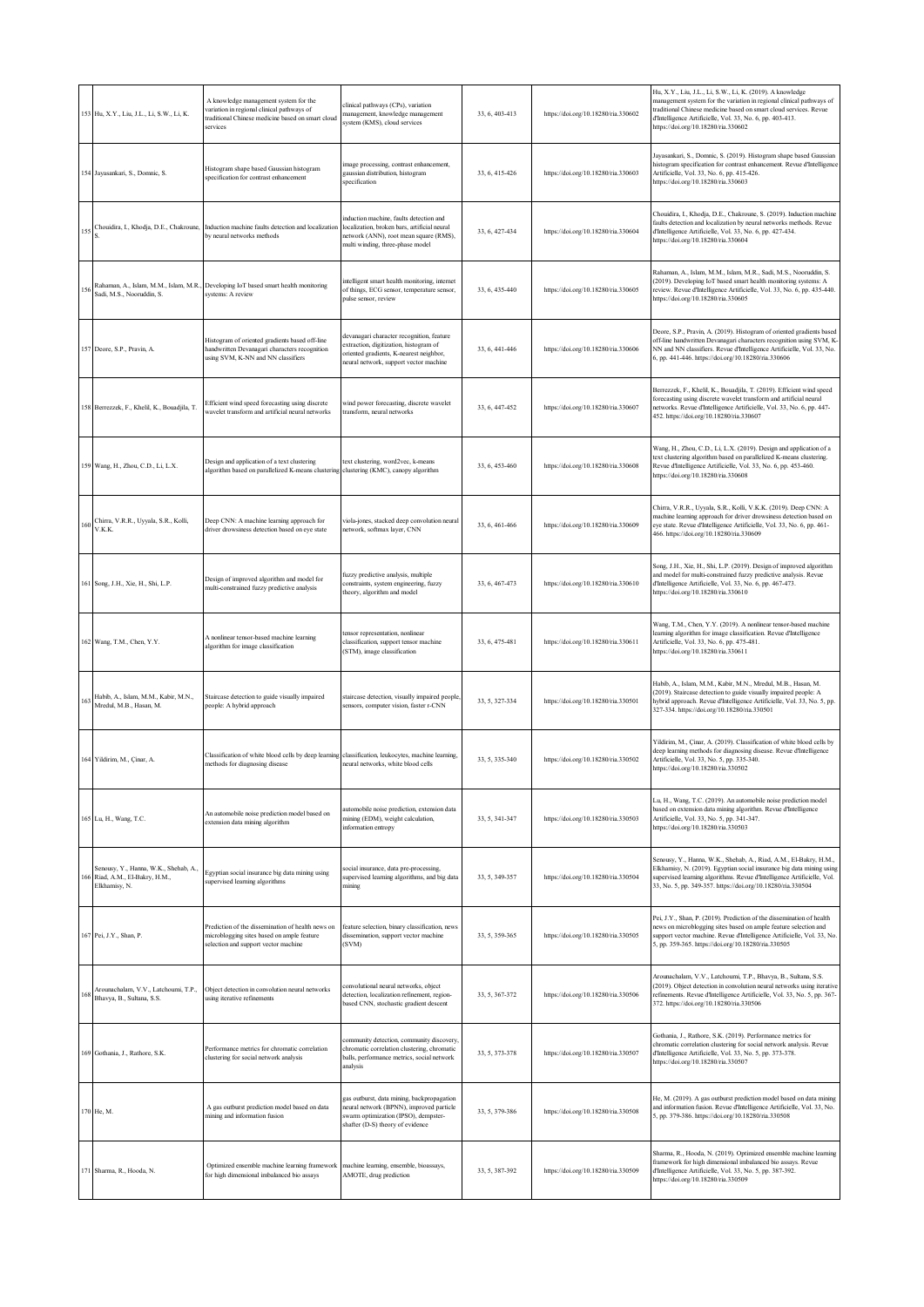| 153 | Hu, X.Y., Liu, J.L., Li, S.W., Li, K. | A knowledge management system for the variation in regional clinical pathways of traditional Chinese medicine based on smart cloud services | clinical pathways (CPs), variation management, knowledge management system (KMS), cloud services | 33, 6, 403-413 | https://doi.org/10.18280/ria.330602 | Hu, X.Y., Liu, J.L., Li, S.W., Li, K. (2019). A knowledge management system for the variation in regional clinical pathways of traditional Chinese medicine based on smart cloud services. Revue d'Intelligence Artificielle, Vol. 33, No. 6, pp. 403-413. https://doi.org/10.18280/ria.330602 |
|---|---|---|---|---|---|---|
| 154 | Jayasankari, S., Domnic, S. | Histogram shape based Gaussian histogram specification for contrast enhancement | image processing, contrast enhancement, gaussian distribution, histogram specification | 33, 6, 415-426 | https://doi.org/10.18280/ria.330603 | Jayasankari, S., Domnic, S. (2019). Histogram shape based Gaussian histogram specification for contrast enhancement. Revue d'Intelligence Artificielle, Vol. 33, No. 6, pp. 415-426. https://doi.org/10.18280/ria.330603 |
| 155 | Chouidira, I., Khodja, D.E., Chakroune, S. | Induction machine faults detection and localization by neural networks methods | induction machine, faults detection and localization, broken bars, artificial neural network (ANN), root mean square (RMS), multi winding, three-phase model | 33, 6, 427-434 | https://doi.org/10.18280/ria.330604 | Chouidira, I., Khodja, D.E., Chakroune, S. (2019). Induction machine faults detection and localization by neural networks methods. Revue d'Intelligence Artificielle, Vol. 33, No. 6, pp. 427-434. https://doi.org/10.18280/ria.330604 |
| 156 | Rahaman, A., Islam, M.M., Islam, M.R., Sadi, M.S., Nooruddin, S. | Developing IoT based smart health monitoring systems: A review | intelligent smart health monitoring, internet of things, ECG sensor, temperature sensor, pulse sensor, review | 33, 6, 435-440 | https://doi.org/10.18280/ria.330605 | Rahaman, A., Islam, M.M., Islam, M.R., Sadi, M.S., Nooruddin, S. (2019). Developing IoT based smart health monitoring systems: A review. Revue d'Intelligence Artificielle, Vol. 33, No. 6, pp. 435-440. https://doi.org/10.18280/ria.330605 |
| 157 | Deore, S.P., Pravin, A. | Histogram of oriented gradients based off-line handwritten Devanagari characters recognition using SVM, K-NN and NN classifiers | devanagari character recognition, feature extraction, digitization, histogram of oriented gradients, K-nearest neighbor, neural network, support vector machine | 33, 6, 441-446 | https://doi.org/10.18280/ria.330606 | Deore, S.P., Pravin, A. (2019). Histogram of oriented gradients based off-line handwritten Devanagari characters recognition using SVM, K-NN and NN classifiers. Revue d'Intelligence Artificielle, Vol. 33, No. 6, pp. 441-446. https://doi.org/10.18280/ria.330606 |
| 158 | Berrezzek, F., Khelil, K., Bouadjila, T. | Efficient wind speed forecasting using discrete wavelet transform and artificial neural networks | wind power forecasting, discrete wavelet transform, neural networks | 33, 6, 447-452 | https://doi.org/10.18280/ria.330607 | Berrezzek, F., Khelil, K., Bouadjila, T. (2019). Efficient wind speed forecasting using discrete wavelet transform and artificial neural networks. Revue d'Intelligence Artificielle, Vol. 33, No. 6, pp. 447-452. https://doi.org/10.18280/ria.330607 |
| 159 | Wang, H., Zhou, C.D., Li, L.X. | Design and application of a text clustering algorithm based on parallelized K-means clustering | text clustering, word2vec, k-means clustering (KMC), canopy algorithm | 33, 6, 453-460 | https://doi.org/10.18280/ria.330608 | Wang, H., Zhou, C.D., Li, L.X. (2019). Design and application of a text clustering algorithm based on parallelized K-means clustering. Revue d'Intelligence Artificielle, Vol. 33, No. 6, pp. 453-460. https://doi.org/10.18280/ria.330608 |
| 160 | Chirra, V.R.R., Uyyala, S.R., Kolli, V.K.K. | Deep CNN: A machine learning approach for driver drowsiness detection based on eye state | viola-jones, stacked deep convolution neural network, softmax layer, CNN | 33, 6, 461-466 | https://doi.org/10.18280/ria.330609 | Chirra, V.R.R., Uyyala, S.R., Kolli, V.K.K. (2019). Deep CNN: A machine learning approach for driver drowsiness detection based on eye state. Revue d'Intelligence Artificielle, Vol. 33, No. 6, pp. 461-466. https://doi.org/10.18280/ria.330609 |
| 161 | Song, J.H., Xie, H., Shi, L.P. | Design of improved algorithm and model for multi-constrained fuzzy predictive analysis | fuzzy predictive analysis, multiple constraints, system engineering, fuzzy theory, algorithm and model | 33, 6, 467-473 | https://doi.org/10.18280/ria.330610 | Song, J.H., Xie, H., Shi, L.P. (2019). Design of improved algorithm and model for multi-constrained fuzzy predictive analysis. Revue d'Intelligence Artificielle, Vol. 33, No. 6, pp. 467-473. https://doi.org/10.18280/ria.330610 |
| 162 | Wang, T.M., Chen, Y.Y. | A nonlinear tensor-based machine learning algorithm for image classification | tensor representation, nonlinear classification, support tensor machine (STM), image classification | 33, 6, 475-481 | https://doi.org/10.18280/ria.330611 | Wang, T.M., Chen, Y.Y. (2019). A nonlinear tensor-based machine learning algorithm for image classification. Revue d'Intelligence Artificielle, Vol. 33, No. 6, pp. 475-481. https://doi.org/10.18280/ria.330611 |
| 163 | Habib, A., Islam, M.M., Kabir, M.N., Mredul, M.B., Hasan, M. | Staircase detection to guide visually impaired people: A hybrid approach | staircase detection, visually impaired people, sensors, computer vision, faster r-CNN | 33, 5, 327-334 | https://doi.org/10.18280/ria.330501 | Habib, A., Islam, M.M., Kabir, M.N., Mredul, M.B., Hasan, M. (2019). Staircase detection to guide visually impaired people: A hybrid approach. Revue d'Intelligence Artificielle, Vol. 33, No. 5, pp. 327-334. https://doi.org/10.18280/ria.330501 |
| 164 | Yildirim, M., Çinar, A. | Classification of white blood cells by deep learning methods for diagnosing disease | classification, leukocytes, machine learning, neural networks, white blood cells | 33, 5, 335-340 | https://doi.org/10.18280/ria.330502 | Yildirim, M., Çinar, A. (2019). Classification of white blood cells by deep learning methods for diagnosing disease. Revue d'Intelligence Artificielle, Vol. 33, No. 5, pp. 335-340. https://doi.org/10.18280/ria.330502 |
| 165 | Lu, H., Wang, T.C. | An automobile noise prediction model based on extension data mining algorithm | automobile noise prediction, extension data mining (EDM), weight calculation, information entropy | 33, 5, 341-347 | https://doi.org/10.18280/ria.330503 | Lu, H., Wang, T.C. (2019). An automobile noise prediction model based on extension data mining algorithm. Revue d'Intelligence Artificielle, Vol. 33, No. 5, pp. 341-347. https://doi.org/10.18280/ria.330503 |
| 166 | Senousy, Y., Hanna, W.K., Shehab, A., Riad, A.M., El-Bakry, H.M., Elkhamisy, N. | Egyptian social insurance big data mining using supervised learning algorithms | social insurance, data pre-processing, supervised learning algorithms, and big data mining | 33, 5, 349-357 | https://doi.org/10.18280/ria.330504 | Senousy, Y., Hanna, W.K., Shehab, A., Riad, A.M., El-Bakry, H.M., Elkhamisy, N. (2019). Egyptian social insurance big data mining using supervised learning algorithms. Revue d'Intelligence Artificielle, Vol. 33, No. 5, pp. 349-357. https://doi.org/10.18280/ria.330504 |
| 167 | Pei, J.Y., Shan, P. | Prediction of the dissemination of health news on microblogging sites based on ample feature selection and support vector machine | feature selection, binary classification, news dissemination, support vector machine (SVM) | 33, 5, 359-365 | https://doi.org/10.18280/ria.330505 | Pei, J.Y., Shan, P. (2019). Prediction of the dissemination of health news on microblogging sites based on ample feature selection and support vector machine. Revue d'Intelligence Artificielle, Vol. 33, No. 5, pp. 359-365. https://doi.org/10.18280/ria.330505 |
| 168 | Arounachalam, V.V., Latchoumi, T.P., Bhavya, B., Sultana, S.S. | Object detection in convolution neural networks using iterative refinements | convolutional neural networks, object detection, localization refinement, region-based CNN, stochastic gradient descent | 33, 5, 367-372 | https://doi.org/10.18280/ria.330506 | Arounachalam, V.V., Latchoumi, T.P., Bhavya, B., Sultana, S.S. (2019). Object detection in convolution neural networks using iterative refinements. Revue d'Intelligence Artificielle, Vol. 33, No. 5, pp. 367-372. https://doi.org/10.18280/ria.330506 |
| 169 | Gothania, J., Rathore, S.K. | Performance metrics for chromatic correlation clustering for social network analysis | community detection, community discovery, chromatic correlation clustering, chromatic balls, performance metrics, social network analysis | 33, 5, 373-378 | https://doi.org/10.18280/ria.330507 | Gothania, J., Rathore, S.K. (2019). Performance metrics for chromatic correlation clustering for social network analysis. Revue d'Intelligence Artificielle, Vol. 33, No. 5, pp. 373-378. https://doi.org/10.18280/ria.330507 |
| 170 | He, M. | A gas outburst prediction model based on data mining and information fusion | gas outburst, data mining, backpropagation neural network (BPNN), improved particle swarm optimization (IPSO), dempster-shafter (D-S) theory of evidence | 33, 5, 379-386 | https://doi.org/10.18280/ria.330508 | He, M. (2019). A gas outburst prediction model based on data mining and information fusion. Revue d'Intelligence Artificielle, Vol. 33, No. 5, pp. 379-386. https://doi.org/10.18280/ria.330508 |
| 171 | Sharma, R., Hooda, N. | Optimized ensemble machine learning framework for high dimensional imbalanced bio assays | machine learning, ensemble, bioassays, AMOTE, drug prediction | 33, 5, 387-392 | https://doi.org/10.18280/ria.330509 | Sharma, R., Hooda, N. (2019). Optimized ensemble machine learning framework for high dimensional imbalanced bio assays. Revue d'Intelligence Artificielle, Vol. 33, No. 5, pp. 387-392. https://doi.org/10.18280/ria.330509 |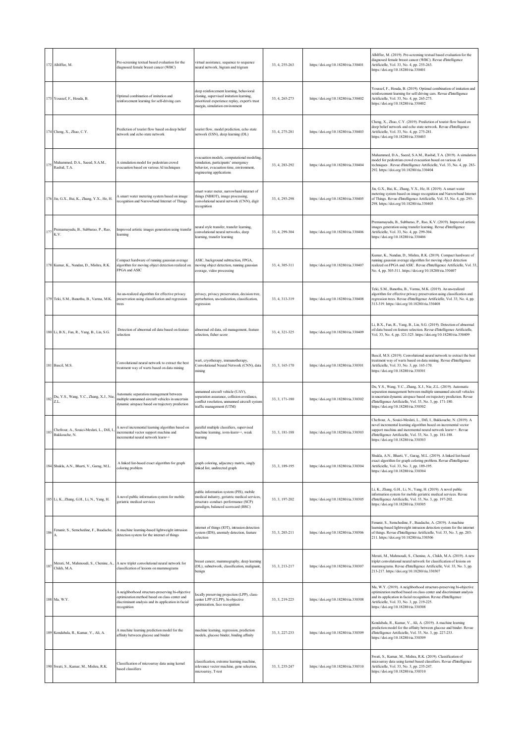| | | | | | | |
|---|---|---|---|---|---|---|
| 172 | Alhlffee, M. | Pre-screening textual based evaluation for the diagnosed female breast cancer (WBC) | virtual assistance, sequence to sequence neural network, bigram and trigram | 33, 4, 255-263 | https://doi.org/10.18280/ria.330401 | Alhlffee, M. (2019). Pre-screening textual based evaluation for the diagnosed female breast cancer (WBC). Revue d'Intelligence Artificielle, Vol. 33, No. 4, pp. 255-263. https://doi.org/10.18280/ria.330401 |
| 173 | Youssef, F., Houda, B. | Optimal combination of imitation and reinforcement learning for self-driving cars | deep reinforcement learning, behavioral cloning, supervised imitation learning, prioritized experience replay, expert's trust margin, simulation environment | 33, 4, 265-273 | https://doi.org/10.18280/ria.330402 | Youssef, F., Houda, B. (2019). Optimal combination of imitation and reinforcement learning for self-driving cars. Revue d'Intelligence Artificielle, Vol. 33, No. 4, pp. 265-273. https://doi.org/10.18280/ria.330402 |
| 174 | Cheng, X., Zhao, C.Y. | Prediction of tourist flow based on deep belief network and echo state network | tourist flow, model prediction, echo state network (ESN), deep learning (DL) | 33, 4, 275-281 | https://doi.org/10.18280/ria.330403 | Cheng, X., Zhao, C.Y. (2019). Prediction of tourist flow based on deep belief network and echo state network. Revue d'Intelligence Artificielle, Vol. 33, No. 4, pp. 275-281. https://doi.org/10.18280/ria.330403 |
| 175 | Muhammed, D.A., Saeed, S.A.M., Rashid, T.A. | A simulation model for pedestrian crowd evacuation based on various AI techniques | evacuation models, computational modeling, simulation, participants' emergency behavior, evacuation time, environment, engineering applications | 33, 4, 283-292 | https://doi.org/10.18280/ria.330404 | Muhammed, D.A., Saeed, S.A.M., Rashid, T.A. (2019). A simulation model for pedestrian crowd evacuation based on various AI techniques . Revue d'Intelligence Artificielle, Vol. 33, No. 4, pp. 283-292. https://doi.org/10.18280/ria.330404 |
| 176 | Jin, G.X., Bai, K., Zhang, Y.X., He, H. | A smart water metering system based on image recognition and Narrowband Internet of Things | smart water meter, narrowband internet of things (NBIOT), image processing, convolutional neural network (CNN), digit recognition | 33, 4, 293-298 | https://doi.org/10.18280/ria.330405 | Jin, G.X., Bai, K., Zhang, Y.X., He, H. (2019). A smart water metering system based on image recognition and Narrowband Internet of Things. Revue d'Intelligence Artificielle, Vol. 33, No. 4, pp. 293-298. https://doi.org/10.18280/ria.330405 |
| 177 | Premamayudu, B., Subbarao, P., Rao, K.V. | Improved artistic images generation using transfer learning | neural style transfer, transfer learning, convolutional neural networks, deep learning, transfer learning | 33, 4, 299-304 | https://doi.org/10.18280/ria.330406 | Premamayudu, B., Subbarao, P., Rao, K.V. (2019). Improved artistic images generation using transfer learning. Revue d'Intelligence Artificielle, Vol. 33, No. 4, pp. 299-304. https://doi.org/10.18280/ria.330406 |
| 178 | Kumar, K., Nandan, D., Mishra, R.K. | Compact hardware of running gaussian average algorithm for moving object detection realized on FPGA and ASIC | ASIC, background subtraction, FPGA, moving object detection, running gaussian average, video processing | 33, 4, 305-311 | https://doi.org/10.18280/ria.330407 | Kumar, K., Nandan, D., Mishra, R.K. (2019). Compact hardware of running gaussian average algorithm for moving object detection realized on FPGA and ASIC. Revue d'Intelligence Artificielle, Vol. 33, No. 4, pp. 305-311. https://doi.org/10.18280/ria.330407 |
| 179 | Teki, S.M., Banothu, B., Varma, M.K. | An un-realized algorithm for effective privacy preservation using classification and regression trees | privacy, privacy preservation, decision tree, perturbation, un-realization, classification, regression | 33, 4, 313-319 | https://doi.org/10.18280/ria.330408 | Teki, S.M., Banothu, B., Varma, M.K. (2019). An un-realized algorithm for effective privacy preservation using classification and regression trees. Revue d'Intelligence Artificielle, Vol. 33, No. 4, pp. 313-319. https://doi.org/10.18280/ria.330408 |
| 180 | Li, B.X., Fan, R., Yang, B., Lin, S.G. | Detection of abnormal oil data based on feature selection | abnormal oil data, oil management, feature selection, fisher score | 33, 4, 321-325 | https://doi.org/10.18280/ria.330409 | Li, B.X., Fan, R., Yang, B., Lin, S.G. (2019). Detection of abnormal oil data based on feature selection. Revue d'Intelligence Artificielle, Vol. 33, No. 4, pp. 321-325. https://doi.org/10.18280/ria.330409 |
| 181 | Bascil, M.S. | Convolutional neural network to extract the best treatment way of warts based on data mining | wart, cryotherapy, immunotherapy, Convolutional Neural Network (CNN), data mining | 33, 3, 165-170 | https://doi.org/10.18280/ria.330301 | Bascil, M.S. (2019). Convolutional neural network to extract the best treatment way of warts based on data mining. Revue d'Intelligence Artificielle, Vol. 33, No. 3, pp. 165-170. https://doi.org/10.18280/ria.330301 |
| 182 | Du, Y.S., Wang, Y.C., Zhang, X.J., Nie, Z.L. | Automatic separation management between multiple unmanned aircraft vehicles in uncertain dynamic airspace based on trajectory prediction | unmanned aircraft vehicle (UAV), separation assurance, collision avoidance, conflict resolution, unmanned aircraft system traffic management (UTM) | 33, 3, 171-180 | https://doi.org/10.18280/ria.330302 | Du, Y.S., Wang, Y.C., Zhang, X.J., Nie, Z.L. (2019). Automatic separation management between multiple unmanned aircraft vehicles in uncertain dynamic airspace based on trajectory prediction. Revue d'Intelligence Artificielle, Vol. 33, No. 3, pp. 171-180. https://doi.org/10.18280/ria.330302 |
| 183 | Chefrour, A., Souici-Meslati, L., Difi, I., Bakkouche, N. | A novel incremental learning algorithm based on incremental vector support machina and incremental neural network learn++ | parallel multiple classifiers, supervised machine learning, isvm-learn++, weak learning | 33, 3, 181-188 | https://doi.org/10.18280/ria.330303 | Chefrour, A., Souici-Meslati, L., Difi, I., Bakkouche, N. (2019). A novel incremental learning algorithm based on incremental vector support machina and incremental neural network learn++. Revue d'Intelligence Artificielle, Vol. 33, No. 3, pp. 181-188. https://doi.org/10.18280/ria.330303 |
| 184 | Shukla, A.N., Bharti, V., Garag, M.L. | A linked list-based exact algorithm for graph coloring problem | graph coloring, adjacency matrix, singly linked list, undirected graph | 33, 3, 189-195 | https://doi.org/10.18280/ria.330304 | Shukla, A.N., Bharti, V., Garag, M.L. (2019). A linked list-based exact algorithm for graph coloring problem. Revue d'Intelligence Artificielle, Vol. 33, No. 3, pp. 189-195. https://doi.org/10.18280/ria.330304 |
| 185 | Li, K., Zhang, G.H., Li, N., Yang, H. | A novel public information system for mobile geriatric medical services | public information system (PIS), mobile medical industry, geriatric medical services, structure–conduct–performance (SCP) paradigm, balanced scorecard (BSC) | 33, 3, 197-202 | https://doi.org/10.18280/ria.330305 | Li, K., Zhang, G.H., Li, N., Yang, H. (2019). A novel public information system for mobile geriatric medical services. Revue d'Intelligence Artificielle, Vol. 33, No. 3, pp. 197-202. https://doi.org/10.18280/ria.330305 |
| 186 | Fenanir, S., Semchedine, F., Baadache, A. | A machine learning-based lightweight intrusion detection system for the internet of things | internet of things (IOT), intrusion detection system (IDS), anomaly detection, feature selection | 33, 3, 203-211 | https://doi.org/10.18280/ria.330306 | Fenanir, S., Semchedine, F., Baadache, A. (2019). A machine learning-based lightweight intrusion detection system for the internet of things. Revue d'Intelligence Artificielle, Vol. 33, No. 3, pp. 203-211. https://doi.org/10.18280/ria.330306 |
| 187 | Merati, M., Mahmoudi, S., Chenine, A., Chikh, M.A. | A new triplet convolutional neural network for classification of lesions on mammograms | breast cancer, mammography, deep learning (DL), subnetwork, classification, malignant, benign | 33, 3, 213-217 | https://doi.org/10.18280/ria.330307 | Merati, M., Mahmoudi, S., Chenine, A., Chikh, M.A. (2019). A new triplet convolutional neural network for classification of lesions on mammograms. Revue d'Intelligence Artificielle, Vol. 33, No. 3, pp. 213-217. https://doi.org/10.18280/ria.330307 |
| 188 | Ma, W.Y. | A neighborhood structure-preserving bi-objective optimization method based on class center and discriminant analysis and its application in facial recognition | locally preserving projection (LPP), class-center LPP (CLPP), bi-objective optimization, face recognition | 33, 3, 219-225 | https://doi.org/10.18280/ria.330308 | Ma, W.Y. (2019). A neighborhood structure-preserving bi-objective optimization method based on class center and discriminant analysis and its application in facial recognition. Revue d'Intelligence Artificielle, Vol. 33, No. 3, pp. 219-225. https://doi.org/10.18280/ria.330308 |
| 189 | Kondabala, R., Kumar, V., Ali, A. | A machine learning prediction model for the affinity between glucose and binder | machine learning, regression, prediction models, glucose binder, binding affinity | 33, 3, 227-233 | https://doi.org/10.18280/ria.330309 | Kondabala, R., Kumar, V., Ali, A. (2019). A machine learning prediction model for the affinity between glucose and binder. Revue d'Intelligence Artificielle, Vol. 33, No. 3, pp. 227-233. https://doi.org/10.18280/ria.330309 |
| 190 | Swati, S., Kumar, M., Mishra, R.K. | Classification of microarray data using kernel based classifiers | classification, extreme learning machine, relevance vector machine, gene selection, microarray, T-test | 33, 3, 235-247 | https://doi.org/10.18280/ria.330310 | Swati, S., Kumar, M., Mishra, R.K. (2019). Classification of microarray data using kernel based classifiers. Revue d'Intelligence Artificielle, Vol. 33, No. 3, pp. 235-247. https://doi.org/10.18280/ria.330310 |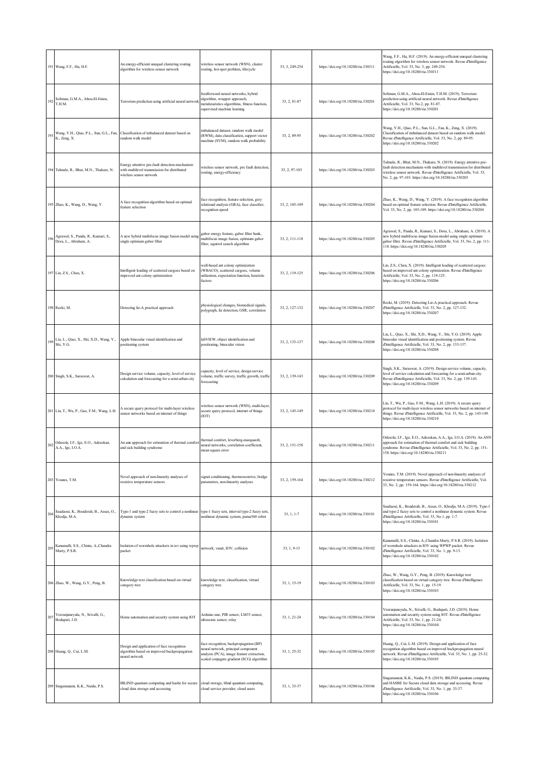| | | | | | | |
|---|---|---|---|---|---|---|
| 191 | Wang, F.F., Hu, H.F. | An energy-efficient unequal clustering routing algorithm for wireless sensor network | wireless sensor network (WSN), cluster routing, hot-spot problem, lifecycle | 33, 3, 249-254 | https://doi.org/10.18280/ria.330311 | Wang, F.F., Hu, H.F. (2019). An energy-efficient unequal clustering routing algorithm for wireless sensor network. Revue d'Intelligence Artificielle, Vol. 33, No. 3, pp. 249-254. https://doi.org/10.18280/ria.330311 |
| 192 | Soliman, G.M.A., Abou-El-Enien, T.H.M. | Terrorism prediction using artificial neural network | feedforward neural networks, hybrid algorithm, wrapper approach, metaheuristics algorithms, fitness function, supervised machine learning | 33, 2, 81-87 | https://doi.org/10.18280/ria.330201 | Soliman, G.M.A., Abou-El-Enien, T.H.M. (2019). Terrorism prediction using artificial neural network. Revue d'Intelligence Artificielle, Vol. 33, No.2, pp. 81-87. https://doi.org/10.18280/ria.330201 |
| 193 | Wang, Y.H., Qiao, P.L., Sun, G.L., Fan, K., Zeng, X. | Classification of imbalanced dataset based on random walk model | imbalanced dataset, random walk model (RWM), data classification, support vector machine (SVM), random walk probability | 33, 2, 89-95 | https://doi.org/10.18280/ria.330202 | Wang, Y.H., Qiao, P.L., Sun, G.L., Fan, K., Zeng, X. (2019). Classification of imbalanced dataset based on random walk model. Revue d'Intelligence Artificielle, Vol. 33, No. 2, pp. 89-95. https://doi.org/10.18280/ria.330202 |
| 194 | Talmale, R., Bhat, M.N., Thakare, N. | Energy attentive pre-fault detection mechanism with multilevel transmission for distributed wireless sensor network | wireless sensor network, pre fault detection, routing, energy-efficiency | 33, 2, 97-103 | https://doi.org/10.18280/ria.330203 | Talmale, R., Bhat, M.N., Thakare, N. (2019). Energy attentive pre-fault detection mechanism with multilevel transmission for distributed wireless sensor network. Revue d'Intelligence Artificielle, Vol. 33, No. 2, pp. 97-103. https://doi.org/10.18280/ria.330203 |
| 195 | Zhao, K., Wang, D., Wang, Y. | A face recognition algorithm based on optimal feature selection | face recognition, feature selection, grey relational analysis (GRA), face classifier, recognition speed | 33, 2, 105-109 | https://doi.org/10.18280/ria.330204 | Zhao, K., Wang, D., Wang, Y. (2019). A face recognition algorithm based on optimal feature selection. Revue d'Intelligence Artificielle, Vol. 33, No. 2, pp. 105-109. https://doi.org/10.18280/ria.330204 |
| 196 | Agrawal, S., Panda, R., Kumari, S., Dora, L., Abraham, A. | A new hybrid multifocus image fusion model using single optimum gabor filter | gabor energy feature, gabor filter bank, multifocus image fusion, optimum gabor filter, squirrel search algorithm | 33, 2, 111-118 | https://doi.org/10.18280/ria.330205 | Agrawal, S., Panda, R., Kumari, S., Dora, L., Abraham, A. (2019). A new hybrid multifocus image fusion model using single optimum gabor filter. Revue d'Intelligence Artificielle, Vol. 33, No. 2, pp. 111-118. https://doi.org/10.18280/ria.330205 |
| 197 | Lin, Z.S., Chen, X. | Intelligent loading of scattered cargoes based on improved ant colony optimization | wall-based ant colony optimization (WBACO), scattered cargoes, volume utilization, expectation function, heuristic factors | 33, 2, 119-125 | https://doi.org/10.18280/ria.330206 | Lin, Z.S., Chen, X. (2019). Intelligent loading of scattered cargoes based on improved ant colony optimization. Revue d'Intelligence Artificielle, Vol. 33, No. 2, pp. 119-125. https://doi.org/10.18280/ria.330206 |
| 198 | Rezki, M. | Detecting lie-A practical approach | physiological changes, biomedical signals, polygraph, lie detection, GSR, correlation | 33, 2, 127-132 | https://doi.org/10.18280/ria.330207 | Rezki, M. (2019). Detecting Lie-A practical approach. Revue d'Intelligence Artificielle, Vol. 33, No. 2, pp. 127-132. https://doi.org/10.18280/ria.330207 |
| 199 | Liu, L., Qiao, X., Shi, X.D., Wang, Y., Shi, Y.G. | Apple binocular visual identification and positioning system | labVIEW, object identification and positioning, binocular vision | 33, 2, 133-137 | https://doi.org/10.18280/ria.330208 | Liu, L., Qiao, X., Shi, X.D., Wang, Y., Shi, Y.G. (2019). Apple binocular visual identification and positioning system. Revue d'Intelligence Artificielle, Vol. 33, No. 2, pp. 133-137. https://doi.org/10.18280/ria.330208 |
| 200 | Singh, S.K., Saraswat, A. | Design service volume, capacity, level of service calculation and forecasting for a semi-urban city | capacity, level of service, design service volume, traffic survey, traffic growth, traffic forecasting | 33, 2, 139-143 | https://doi.org/10.18280/ria.330209 | Singh, S.K., Saraswat, A. (2019). Design service volume, capacity, level of service calculation and forecasting for a semi-urban city. Revue d'Intelligence Artificielle, Vol. 33, No. 2, pp. 139-143. https://doi.org/10.18280/ria.330209 |
| 201 | Lin, T., Wu, P., Gao, F.M., Wang, L.H. | A secure query protocol for multi-layer wireless sensor networks based on internet of things | wireless sensor network (WSN), multi-layer, secure query protocol, internet of things (IOT) | 33, 2, 145-149 | https://doi.org/10.18280/ria.330210 | Lin, T., Wu, P., Gao, F.M., Wang, L.H. (2019). A secure query protocol for multi-layer wireless sensor networks based on internet of things. Revue d'Intelligence Artificielle, Vol. 33, No. 2, pp. 145-149. https://doi.org/10.18280/ria.330210 |
| 202 | Odesola, I.F., Ige, E.O., Adesokan, A.A., Ige, I.O.A. | An ann approach for estimation of thermal comfort and sick building syndrome | thermal comfort, leverberg-marquardt, neural networks, correlation coefficient, mean square error | 33, 2, 151-158 | https://doi.org/10.18280/ria.330211 | Odesola, I.F., Ige, E.O., Adesokan, A.A., Ige, I.O.A. (2019). An ANN approach for estimation of thermal comfort and sick building syndrome. Revue d'Intelligence Artificielle, Vol. 33, No. 2, pp. 151-158. https://doi.org/10.18280/ria.330211 |
| 203 | Younes, T.M. | Novel approach of non-linearity analyses of resistive temperature sensors | signal conditioning, thermoresistive, bridge parameters, non-linearity analyses | 33, 2, 159-164 | https://doi.org/10.18280/ria.330212 | Younes, T.M. (2019). Novel approach of non-linearity analyses of resistive temperature sensors. Revue d'Intelligence Artificielle, Vol. 33, No. 2, pp. 159-164. https://doi.org/10.18280/ria.330212 |
| 204 | Saadaoui, K., Bouderah, B., Assas, O., Khodja, M.A. | Type-1 and type-2 fuzzy sets to control a nonlinear dynamic system | type-1 fuzzy sets, interval type-2 fuzzy sets, nonlinear dynamic system, puma560 robot | 33, 1, 1-7 | https://doi.org/10.18280/ria.330101 | Saadaoui, K., Bouderah, B., Assas, O., Khodja, M.A. (2019). Type-1 and type-2 fuzzy sets to control a nonlinear dynamic system. Revue d'Intelligence Artificielle, Vol. 33, No.1, pp. 1-7. https://doi.org/10.18280/ria.330101 |
| 205 | Kanumalli, S.S., Chinta, A.,Chandra Murty, P.S.R. | Isolation of wormhole attackers in iov using wpwp packet | network, vanet, IOV, collision | 33, 1, 9-13 | https://doi.org/10.18280/ria.330102 | Kanumalli, S.S., Chinta, A.,Chandra Murty, P.S.R. (2019). Isolation of wormhole attackers in IOV using WPWP packet. Revue d'Intelligence Artificielle, Vol. 33, No. 1, pp. 9-13. https://doi.org/10.18280/ria.330102 |
| 206 | Zhao, W., Wang, G.Y., Peng, B. | Knowledge text classification based on virtual category tree | knowledge text, classification, virtual category tree | 33, 1, 15-19 | https://doi.org/10.18280/ria.330103 | Zhao, W., Wang, G.Y., Peng, B. (2019). Knowledge text classification based on virtual category tree. Revue d'Intelligence Artificielle, Vol. 33, No. 1, pp. 15-19. https://doi.org/10.18280/ria.330103 |
| 207 | Veeranjaneyulu, N., Srivalli, G., Bodapati, J.D. | Home automation and security system using IOT | Arduino uno, PIR sensor, LM35 sensor, ultrasonic sensor, relay | 33, 1, 21-24 | https://doi.org/10.18280/ria.330104 | Veeranjaneyulu, N., Srivalli, G., Bodapati, J.D. (2019). Home automation and security system using IOT. Revue d'Intelligence Artificielle, Vol. 33, No. 1, pp. 21-24. https://doi.org/10.18280/ria.330104 |
| 208 | Huang, Q., Cui, L.M. | Design and application of face recognition algorithm based on improved backpropagation neural network | face recognition, backpropagation (BP) neural network, principal component analysis (PCA), image feature extraction, scaled conjugate gradient (SCG) algorithm | 33, 1, 25-32 | https://doi.org/10.18280/ria.330105 | Huang, Q., Cui, L.M. (2019). Design and application of face recognition algorithm based on improved backpropagation neural network. Revue d'Intelligence Artificielle, Vol. 33, No. 1, pp. 25-32. https://doi.org/10.18280/ria.330105 |
| 209 | Singamaneni, K.K., Naidu, P.S. | IBLIND quantum computing and hasbe for secure cloud data storage and accessing | cloud storage, blind quantum computing, cloud service provider, cloud users | 33, 1, 33-37 | https://doi.org/10.18280/ria.330106 | Singamaneni, K.K., Naidu, P.S. (2019). IBLIND quantum computing and HASBE for Secure cloud data storage and accessing. Revue d'Intelligence Artificielle, Vol. 33, No. 1, pp. 33-37. https://doi.org/10.18280/ria.330106 |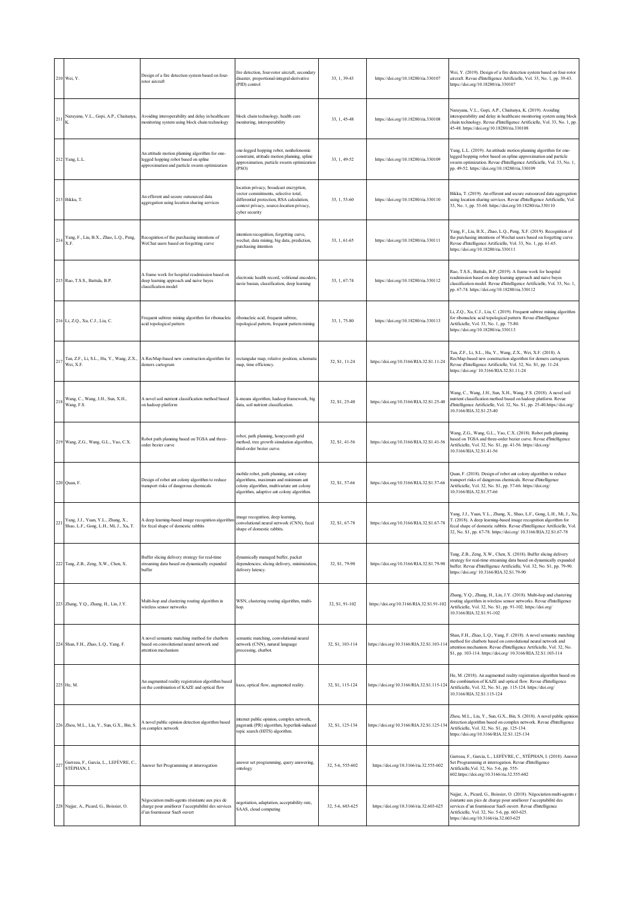| | | | | | | |
|---|---|---|---|---|---|---|
| 210 | Wei, Y. | Design of a fire detection system based on four-rotor aircraft | fire detection, four-rotor aircraft, secondary disaster, proportional-integral-derivative (PID) control | 33, 1, 39-43 | https://doi.org/10.18280/ria.330107 | Wei, Y. (2019). Design of a fire detection system based on four-rotor aircraft. Revue d'Intelligence Artificielle, Vol. 33, No. 1, pp. 39-43. https://doi.org/10.18280/ria.330107 |
| 211 | Narayana, V.L., Gopi, A.P., Chaitanya, K. | Avoiding interoperability and delay in healthcare monitoring system using block chain technology | block chain technology, health care monitoring, interoperability | 33, 1, 45-48 | https://doi.org/10.18280/ria.330108 | Narayana, V.L., Gopi, A.P., Chaitanya, K. (2019). Avoiding interoperability and delay in healthcare monitoring system using block chain technology. Revue d'Intelligence Artificielle, Vol. 33, No. 1, pp. 45-48. https://doi.org/10.18280/ria.330108 |
| 212 | Yang, L.L. | An attitude motion planning algorithm for one-legged hopping robot based on spline approximation and particle swarm optimization | one-legged hopping robot, nonholonomic constraint, attitude motion planning, spline approximation, particle swarm optimization (PSO) | 33, 1, 49-52 | https://doi.org/10.18280/ria.330109 | Yang, L.L. (2019). An attitude motion planning algorithm for one-legged hopping robot based on spline approximation and particle swarm optimization. Revue d'Intelligence Artificielle, Vol. 33, No. 1, pp. 49-52. https://doi.org/10.18280/ria.330109 |
| 213 | Bikku, T. | An efferent and secure outsourced data aggregation using location sharing services | location privacy, broadcast encryption, vector commitments, selective total, differential protection, RSA calculation, context privacy, source-location privacy, cyber security | 33, 1, 53-60 | https://doi.org/10.18280/ria.330110 | Bikku, T. (2019). An efferent and secure outsourced data aggregation using location sharing services. Revue d'Intelligence Artificielle, Vol. 33, No. 1, pp. 53-60. https://doi.org/10.18280/ria.330110 |
| 214 | Yang, F., Liu, B.X., Zhao, L.Q., Peng, X.F. | Recognition of the purchasing intentions of WeChat users based on forgetting curve | intention recognition, forgetting curve, wechat, data mining, big data, prediction, purchasing intention | 33, 1, 61-65 | https://doi.org/10.18280/ria.330111 | Yang, F., Liu, B.X., Zhao, L.Q., Peng, X.F. (2019). Recognition of the purchasing intentions of Wechat users based on forgetting curve. Revue d'Intelligence Artificielle, Vol. 33, No. 1, pp. 61-65. https://doi.org/10.18280/ria.330111 |
| 215 | Rao, T.S.S., Battula, B.P. | A frame work for hospital readmission based on deep learning approach and naive bayes classification model | electronic health record, volitional encoders, navie basian, classification, deep learning | 33, 1, 67-74 | https://doi.org/10.18280/ria.330112 | Rao, T.S.S., Battula, B.P. (2019). A frame work for hospital readmission based on deep learning approach and naive bayes classification model. Revue d'Intelligence Artificielle, Vol. 33, No. 1, pp. 67-74. https://doi.org/10.18280/ria.330112 |
| 216 | Li, Z.Q., Xu, C.J., Liu, C. | Frequent subtree mining algorithm for ribonucleic acid topological pattern | ribonucleic acid, frequent subtree, topological pattern, frequent pattern mining | 33, 1, 75-80 | https://doi.org/10.18280/ria.330113 | Li, Z.Q., Xu, C.J., Liu, C. (2019). Frequent subtree mining algorithm for ribonucleic acid topological pattern. Revue d'Intelligence Artificielle, Vol. 33, No. 1, pp. 75-80. https://doi.org/10.18280/ria.330113 |
| 217 | Tan, Z.F., Li, S.L., Hu, Y., Wang, Z.X., Wei, X.F. | A RecMap-based new construction algorithm for demers cartogram | rectangular map, relative position, schematic map, time efficiency. | 32, S1, 11-24 | https://doi.org/10.3166/RIA.32.S1.11-24 | Tan, Z.F., Li, S.L., Hu, Y., Wang, Z.X., Wei, X.F. (2018). A RecMap-based new construction algorithm for demers cartogram. Revue d'Intelligence Artificielle, Vol. 32, No. S1, pp. 11-24. https://doi.org/ 10.3166/RIA.32.S1.11-24 |
| 218 | Wang, C., Wang, J.H., Sun, X.H., Wang, F.S. | A novel soil nutrient classification method based on hadoop platform | k-means algorithm, hadoop framework, big data, soil nutrient classification. | 32, S1, 25-40 | https://doi.org/10.3166/RIA.32.S1.25-40 | Wang, C., Wang, J.H., Sun, X.H., Wang, F.S. (2018). A novel soil nutrient classification method based on hadoop platform. Revue d'Intelligence Artificielle, Vol. 32, No. S1, pp. 25-40.https://doi.org/ 10.3166/RIA.32.S1.25-40 |
| 219 | Wang, Z.G., Wang, G.L., Yao, C.X. | Robot path planning based on TGSA and three-order bezier curve | robot, path planning, honeycomb grid method, tree growth simulation algorithm, third-order bezier curve. | 32, S1, 41-56 | https://doi.org/10.3166/RIA.32.S1.41-56 | Wang, Z.G., Wang, G.L., Yao, C.X. (2018). Robot path planning based on TGSA and three-order bezier curve. Revue d'Intelligence Artificielle, Vol. 32, No. S1, pp. 41-56. https://doi.org/ 10.3166/RIA.32.S1.41-56 |
| 220 | Quan, F. | Design of robot ant colony algorithm to reduce transport risks of dangerous chemicals | mobile robot, path planning, ant colony algorithms, maximum and minimum ant colony algorithm, multivariate ant colony algorithm, adaptive ant colony algorithm. | 32, S1, 57-66 | https://doi.org/10.3166/RIA.32.S1.57-66 | Quan, F. (2018). Design of robot ant colony algorithm to reduce transport risks of dangerous chemicals. Revue d'Intelligence Artificielle, Vol. 32, No. S1, pp. 57-66. https://doi.org/ 10.3166/RIA.32.S1.57-66 |
| 221 | Yang, J.J., Yuan, Y.L., Zhang, X., Shao, L.F., Gong, L.H., Mi, J., Xu, T. | A deep learning-based image recognition algorithm for fecal shape of domestic rabbits | image recognition, deep learning, convolutional neural network (CNN), fecal shape of domestic rabbits. | 32, S1, 67-78 | https://doi.org/10.3166/RIA.32.S1.67-78 | Yang, J.J., Yuan, Y.L., Zhang, X., Shao, L.F., Gong, L.H., Mi, J., Xu, T. (2018). A deep learning-based image recognition algorithm for fecal shape of domestic rabbits. Revue d'Intelligence Artificielle, Vol. 32, No. S1, pp. 67-78. https://doi.org/ 10.3166/RIA.32.S1.67-78 |
| 222 | Tang, Z.B., Zeng, X.W., Chen, X. | Buffer slicing delivery strategy for real-time streaming data based on dynamically expanded buffer | dynamically managed buffer, packet dependencies; slicing delivery, minimization, delivery latency. | 32, S1, 79-90 | https://doi.org/10.3166/RIA.32.S1.79-90 | Tang, Z.B., Zeng, X.W., Chen, X. (2018). Buffer slicing delivery strategy for real-time streaming data based on dynamically expanded buffer. Revue d'Intelligence Artificielle, Vol. 32, No. S1, pp. 79-90. https://doi.org/ 10.3166/RIA.32.S1.79-90 |
| 223 | Zhang, Y.Q., Zhang, H., Lin, J.Y. | Multi-hop and clustering routing algorithm in wireless sensor networks | WSN, clustering routing algorithm, multi-hop. | 32, S1, 91-102 | https://doi.org/10.3166/RIA.32.S1.91-102 | Zhang, Y.Q., Zhang, H., Lin, J.Y. (2018). Multi-hop and clustering routing algorithm in wireless sensor networks. Revue d'Intelligence Artificielle, Vol. 32, No. S1, pp. 91-102. https://doi.org/ 10.3166/RIA.32.S1.91-102 |
| 224 | Shan, F.H., Zhao, L.Q., Yang, F. | A novel semantic matching method for chatbots based on convolutional neural network and attention mechanism | semantic matching, convolutional neural network (CNN), natural language processing, chatbot. | 32, S1, 103-114 | https://doi.org/10.3166/RIA.32.S1.103-114 | Shan, F.H., Zhao, L.Q., Yang, F. (2018). A novel semantic matching method for chatbots based on convolutional neural network and attention mechanism. Revue d'Intelligence Artificielle, Vol. 32, No. S1, pp. 103-114. https://doi.org/ 10.3166/RIA.32.S1.103-114 |
| 225 | He, M. | An augmented reality registration algorithm based on the combination of KAZE and optical flow | kaza, optical flow, augmented reality. | 32, S1, 115-124 | https://doi.org/10.3166/RIA.32.S1.115-124 | He, M. (2018). An augmented reality registration algorithm based on the combination of KAZE and optical flow. Revue d'Intelligence Artificielle, Vol. 32, No. S1, pp. 115-124. https://doi.org/ 10.3166/RIA.32.S1.115-124 |
| 226 | Zhou, M.L., Liu, Y., Sun, G.X., Bin, S. | A novel public opinion detection algorithm based on complex network | internet public opinion, complex network, pagerank (PR) algorithm, hyperlink-induced topic search (HITS) algorithm. | 32, S1, 125-134 | https://doi.org/10.3166/RIA.32.S1.125-134 | Zhou, M.L., Liu, Y., Sun, G.X., Bin, S. (2018). A novel public opinion detection algorithm based on complex network. Revue d'Intelligence Artificielle, Vol. 32, No. S1, pp. 125-134. https://doi.org/10.3166/RIA.32.S1.125-134 |
| 227 | Garreau, F., Garcia, L., LEFÈVRE, C., STÉPHAN, I. | Answer Set Programming et interrogation | answer set programming, query answering, ontology | 32, 5-6, 555-602 | https://doi.org/10.3166/ria.32.555-602 | Garreau, F., Garcia, L., LEFÈVRE, C., STÉPHAN, I. (2018). Answer Set Programming et interrogation. Revue d'Intelligence Artificielle,Vol. 32, No. 5-6, pp. 555-602.https://doi.org/10.3166/ria.32.555-602 |
| 228 | Najjar, A., Picard, G., Boissier, O. | Négociation multi-agents résistante aux pics de charge pour améliorer l'acceptabilité des services d'un fournisseur SaaS ouvert | negotiation, adaptation, acceptability rate, SAAS, cloud computing | 32, 5-6, 603-625 | https://doi.org/10.3166/ria.32.603-625 | Najjar, A., Picard, G., Boissier, O. (2018). Négociation multi-agents r ésistante aux pics de charge pour améliorer l'acceptabilité des services d'un fournisseur SaaS ouvert. Revue d'Intelligence Artificielle, Vol. 32, No. 5-6, pp. 603-625. https://doi.org/10.3166/ria.32.603-625 |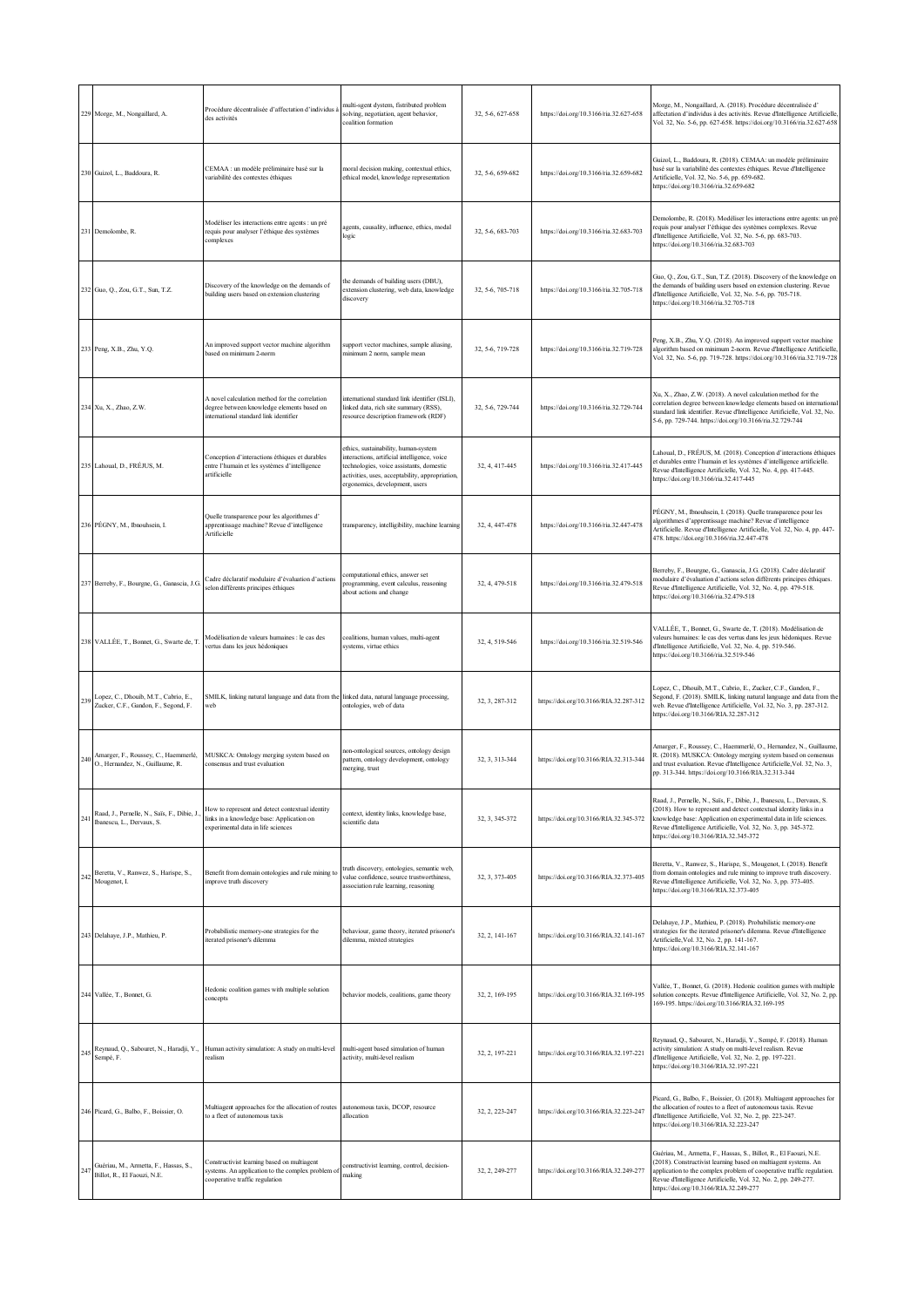| | | | | | | |
|---|---|---|---|---|---|---|
| 229 | Morge, M., Nongaillard, A. | Procédure décentralisée d'affectation d'individus à des activités | multi-agent dystem, fistributed problem solving, negotiation, agent behavior, coalition formation | 32, 5-6, 627-658 | https://doi.org/10.3166/ria.32.627-658 | Morge, M., Nongaillard, A. (2018). Procédure décentralisée d' affectation d'individus à des activités. Revue d'Intelligence Artificielle, Vol. 32, No. 5-6, pp. 627-658. https://doi.org/10.3166/ria.32.627-658 |
| 230 | Guizol, L., Baddoura, R. | CEMAA : un modèle préliminaire basé sur la variabilité des contextes éthiques | moral decision making, contextual ethics, ethical model, knowledge representation | 32, 5-6, 659-682 | https://doi.org/10.3166/ria.32.659-682 | Guizol, L., Baddoura, R. (2018). CEMAA: un modèle préliminaire basé sur la variabilité des contextes éthiques. Revue d'Intelligence Artificielle, Vol. 32, No. 5-6, pp. 659-682. https://doi.org/10.3166/ria.32.659-682 |
| 231 | Demolombe, R. | Modéliser les interactions entre agents : un pré requis pour analyser l'éthique des systèmes complexes | agents, causality, influence, ethics, modal logic | 32, 5-6, 683-703 | https://doi.org/10.3166/ria.32.683-703 | Demolombe, R. (2018). Modéliser les interactions entre agents: un pré requis pour analyser l'éthique des systèmes complexes. Revue d'Intelligence Artificielle, Vol. 32, No. 5-6, pp. 683-703. https://doi.org/10.3166/ria.32.683-703 |
| 232 | Guo, Q., Zou, G.T., Sun, T.Z. | Discovery of the knowledge on the demands of building users based on extension clustering | the demands of building users (DBU), extension clustering, web data, knowledge discovery | 32, 5-6, 705-718 | https://doi.org/10.3166/ria.32.705-718 | Guo, Q., Zou, G.T., Sun, T.Z. (2018). Discovery of the knowledge on the demands of building users based on extension clustering. Revue d'Intelligence Artificielle, Vol. 32, No. 5-6, pp. 705-718. https://doi.org/10.3166/ria.32.705-718 |
| 233 | Peng, X.B., Zhu, Y.Q. | An improved support vector machine algorithm based on minimum 2-norm | support vector machines, sample aliasing, minimum 2 norm, sample mean | 32, 5-6, 719-728 | https://doi.org/10.3166/ria.32.719-728 | Peng, X.B., Zhu, Y.Q. (2018). An improved support vector machine algorithm based on minimum 2-norm. Revue d'Intelligence Artificielle, Vol. 32, No. 5-6, pp. 719-728. https://doi.org/10.3166/ria.32.719-728 |
| 234 | Xu, X., Zhao, Z.W. | A novel calculation method for the correlation degree between knowledge elements based on international standard link identifier | international standard link identifier (ISLI), linked data, rich site summary (RSS), resource description framework (RDF) | 32, 5-6, 729-744 | https://doi.org/10.3166/ria.32.729-744 | Xu, X., Zhao, Z.W. (2018). A novel calculation method for the correlation degree between knowledge elements based on international standard link identifier. Revue d'Intelligence Artificielle, Vol. 32, No. 5-6, pp. 729-744. https://doi.org/10.3166/ria.32.729-744 |
| 235 | Lahoual, D., FRÉJUS, M. | Conception d'interactions éthiques et durables entre l'humain et les systèmes d'intelligence artificielle | ethics, sustainability, human-system interactions, artificial intelligence, voice technologies, voice assistants, domestic activities, uses, acceptability, appropriation, ergonomics, development, users | 32, 4, 417-445 | https://doi.org/10.3166/ria.32.417-445 | Lahoual, D., FRÉJUS, M. (2018). Conception d'interactions éthiques et durables entre l'humain et les systèmes d'intelligence artificielle. Revue d'Intelligence Artificielle, Vol. 32, No. 4, pp. 417-445. https://doi.org/10.3166/ria.32.417-445 |
| 236 | PÉGNY, M., Ibnouhsein, I. | Quelle transparence pour les algorithmes d' apprentissage machine? Revue d'intelligence Artificielle | transparency, intelligibility, machine learning | 32, 4, 447-478 | https://doi.org/10.3166/ria.32.447-478 | PÉGNY, M., Ibnouhsein, I. (2018). Quelle transparence pour les algorithmes d'apprentissage machine? Revue d'intelligence Artificielle. Revue d'Intelligence Artificielle, Vol. 32, No. 4, pp. 447-478. https://doi.org/10.3166/ria.32.447-478 |
| 237 | Berreby, F., Bourgne, G., Ganascia, J.G. | Cadre déclaratif modulaire d'évaluation d'actions selon différents principes éthiques | computational ethics, answer set programming, event calculus, reasoning about actions and change | 32, 4, 479-518 | https://doi.org/10.3166/ria.32.479-518 | Berreby, F., Bourgne, G., Ganascia, J.G. (2018). Cadre déclaratif modulaire d'évaluation d'actions selon différents principes éthiques. Revue d'Intelligence Artificielle, Vol. 32, No. 4, pp. 479-518. https://doi.org/10.3166/ria.32.479-518 |
| 238 | VALLÉE, T., Bonnet, G., Swarte de, T. | Modélisation de valeurs humaines : le cas des vertus dans les jeux hédoniques | coalitions, human values, multi-agent systems, virtue ethics | 32, 4, 519-546 | https://doi.org/10.3166/ria.32.519-546 | VALLÉE, T., Bonnet, G., Swarte de, T. (2018). Modélisation de valeurs humaines: le cas des vertus dans les jeux hédoniques. Revue d'Intelligence Artificielle, Vol. 32, No. 4, pp. 519-546. https://doi.org/10.3166/ria.32.519-546 |
| 239 | Lopez, C., Dhouib, M.T., Cabrio, E., Zucker, C.F., Gandon, F., Segond, F. | SMILK, linking natural language and data from the web | linked data, natural language processing, ontologies, web of data | 32, 3, 287-312 | https://doi.org/10.3166/RIA.32.287-312 | Lopez, C., Dhouib, M.T., Cabrio, E., Zucker, C.F., Gandon, F., Segond, F. (2018). SMILK, linking natural language and data from the web. Revue d'Intelligence Artificielle, Vol. 32, No. 3, pp. 287-312. https://doi.org/10.3166/RIA.32.287-312 |
| 240 | Amarger, F., Roussey, C., Haemmerlé, O., Hernandez, N., Guillaume, | MUSKCA: Ontology merging system based on consensus and trust evaluation | non-ontological sources, ontology design pattern, ontology development, ontology merging, trust | 32, 3, 313-344 | https://doi.org/10.3166/RIA.32.313-344 | Amarger, F., Roussey, C., Haemmerlé, O., Hernandez, N., Guillaume, R. (2018). MUSKCA: Ontology merging system based on consensus and trust evaluation. Revue d'Intelligence Artificielle, Vol. 32, No. 3, pp. 313-344. https://doi.org/10.3166/RIA.32.313-344 |
| 241 | Raad, J., Pernelle, N., Saïs, F., Dibie, J., Ibanescu, L., Dervaux, S. | How to represent and detect contextual identity links in a knowledge base: Application on experimental data in life sciences | context, identity links, knowledge base, scientific data | 32, 3, 345-372 | https://doi.org/10.3166/RIA.32.345-372 | Raad, J., Pernelle, N., Saïs, F., Dibie, J., Ibanescu, L., Dervaux, S. (2018). How to represent and detect contextual identity links in a knowledge base: Application on experimental data in life sciences. Revue d'Intelligence Artificielle, Vol. 32, No. 3, pp. 345-372. https://doi.org/10.3166/RIA.32.345-372 |
| 242 | Beretta, V., Ranwez, S., Harispe, S., Mougenot, I. | Benefit from domain ontologies and rule mining to improve truth discovery | truth discovery, ontologies, semantic web, value confidence, source trustworthiness, association rule learning, reasoning | 32, 3, 373-405 | https://doi.org/10.3166/RIA.32.373-405 | Beretta, V., Ranwez, S., Harispe, S., Mougenot, I. (2018). Benefit from domain ontologies and rule mining to improve truth discovery. Revue d'Intelligence Artificielle, Vol. 32, No. 3, pp. 373-405. https://doi.org/10.3166/RIA.32.373-405 |
| 243 | Delahaye, J.P., Mathieu, P. | Probabilistic memory-one strategies for the iterated prisoner's dilemma | behaviour, game theory, iterated prisoner's dilemma, mixted strategies | 32, 2, 141-167 | https://doi.org/10.3166/RIA.32.141-167 | Delahaye, J.P., Mathieu, P. (2018). Probabilistic memory-one strategies for the iterated prisoner's dilemma. Revue d'Intelligence Artificielle,Vol. 32, No. 2, pp. 141-167. https://doi.org/10.3166/RIA.32.141-167 |
| 244 | Vallée, T., Bonnet, G. | Hedonic coalition games with multiple solution concepts | behavior models, coalitions, game theory | 32, 2, 169-195 | https://doi.org/10.3166/RIA.32.169-195 | Vallée, T., Bonnet, G. (2018). Hedonic coalition games with multiple solution concepts. Revue d'Intelligence Artificielle, Vol. 32, No. 2, pp. 169-195. https://doi.org/10.3166/RIA.32.169-195 |
| 245 | Reynaud, Q., Sabouret, N., Haradji, Y., Sempé, F. | Human activity simulation: A study on multi-level realism | multi-agent based simulation of human activity, multi-level realism | 32, 2, 197-221 | https://doi.org/10.3166/RIA.32.197-221 | Reynaud, Q., Sabouret, N., Haradji, Y., Sempé, F. (2018). Human activity simulation: A study on multi-level realism. Revue d'Intelligence Artificielle, Vol. 32, No. 2, pp. 197-221. https://doi.org/10.3166/RIA.32.197-221 |
| 246 | Picard, G., Balbo, F., Boissier, O. | Multiagent approaches for the allocation of routes to a fleet of autonomous taxis | autonomous taxis, DCOP, resource allocation | 32, 2, 223-247 | https://doi.org/10.3166/RIA.32.223-247 | Picard, G., Balbo, F., Boissier, O. (2018). Multiagent approaches for the allocation of routes to a fleet of autonomous taxis. Revue d'Intelligence Artificielle, Vol. 32, No. 2, pp. 223-247. https://doi.org/10.3166/RIA.32.223-247 |
| 247 | Guériau, M., Armetta, F., Hassas, S., Billot, R., El Faouzi, N.E. | Constructivist learning based on multiagent systems. An application to the complex problem of cooperative traffic regulation | constructivist learning, control, decision-making | 32, 2, 249-277 | https://doi.org/10.3166/RIA.32.249-277 | Guériau, M., Armetta, F., Hassas, S., Billot, R., El Faouzi, N.E. (2018). Constructivist learning based on multiagent systems. An application to the complex problem of cooperative traffic regulation. Revue d'Intelligence Artificielle, Vol. 32, No. 2, pp. 249-277. https://doi.org/10.3166/RIA.32.249-277 |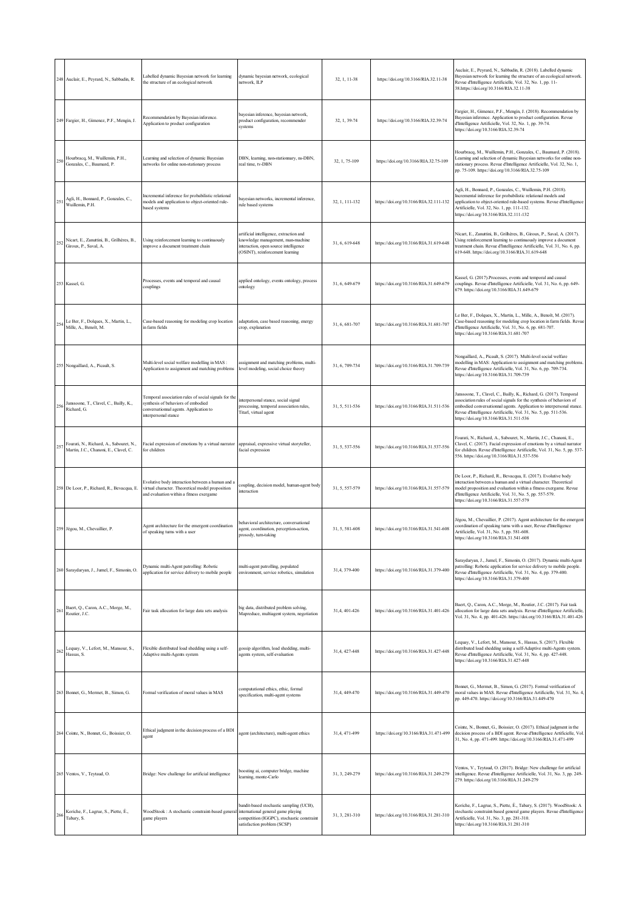| | | | | | | |
|---|---|---|---|---|---|---|
| 248 | Auclair, E., Peyrard, N., Sabbadin, R. | Labelled dynamic Bayesian network for learning the structure of an ecological network | dynamic bayesian network, ecological network, ILP | 32, 1, 11-38 | https://doi.org/10.3166/RIA.32.11-38 | Auclair, E., Peyrard, N., Sabbadin, R. (2018). Labelled dynamic Bayesian network for learning the structure of an ecological network. Revue d'Intelligence Artificielle, Vol. 32, No. 1, pp. 11-38.https://doi.org/10.3166/RIA.32.11-38 |
| 249 | Fargier, H., Gimenez, P.F., Mengin, J. | Recommendation by Bayesian inference. Application to product configuration | bayesian inference, bayesian network, product configuration, recommender systems | 32, 1, 39-74 | https://doi.org/10.3166/RIA.32.39-74 | Fargier, H., Gimenez, P.F., Mengin, J. (2018). Recommendation by Bayesian inference. Application to product configuration. Revue d'Intelligence Artificielle, Vol. 32, No. 1, pp. 39-74. https://doi.org/10.3166/RIA.32.39-74 |
| 250 | Hourbracq, M., Wuillemin, P.H., Gonzales, C., Baumard, P. | Learning and selection of dynamic Bayesian networks for online non-stationary process | DBN, learning, non-stationary, ns-DBN, real time, tv-DBN | 32, 1, 75-109 | https://doi.org/10.3166/RIA.32.75-109 | Hourbracq, M., Wuillemin, P.H., Gonzales, C., Baumard, P. (2018). Learning and selection of dynamic Bayesian networks for online non-stationary process. Revue d'Intelligence Artificielle, Vol. 32, No. 1, pp. 75-109. https://doi.org/10.3166/RIA.32.75-109 |
| 251 | Agli, H., Bonnard, P., Gonzales, C., Wuillemin, P.H. | Incremental inference for probabilistic relational models and application to object-oriented rule-based systems | bayesian networks, incremental inference, rule based systems | 32, 1, 111-132 | https://doi.org/10.3166/RIA.32.111-132 | Agli, H., Bonnard, P., Gonzales, C., Wuillemin, P.H. (2018). Incremental inference for probabilistic relational models and application to object-oriented rule-based systems. Revue d'Intelligence Artificielle, Vol. 32, No. 1, pp. 111-132. https://doi.org/10.3166/RIA.32.111-132 |
| 252 | Nicart, E., Zanuttini, B., Grilhères, B., Giroux, P., Saval, A. | Using reinforcement learning to continuously improve a document treatment chain | artificial intelligence, extraction and knowledge management, man-machine interaction, open source intelligence (OSINT), reinforcement learning | 31, 6, 619-648 | https://doi.org/10.3166/RIA.31.619-648 | Nicart, E., Zanuttini, B., Grilhères, B., Giroux, P., Saval, A. (2017). Using reinforcement learning to continuously improve a document treatment chain. Revue d'Intelligence Artificielle. Vol. 31, No. 6, pp. 619-648. https://doi.org/10.3166/RIA.31.619-648 |
| 253 | Kassel, G. | Processes, events and temporal and causal couplings | applied ontology, events ontology, process ontology | 31, 6, 649-679 | https://doi.org/10.3166/RIA.31.649-679 | Kassel, G. (2017).Processes, events and temporal and causal couplings. Revue d'Intelligence Artificielle, Vol. 31, No. 6, pp. 649-679. https://doi.org/10.3166/RIA.31.649-679 |
| 254 | Le Ber, F., Dolques, X., Martin, L., Mille, A., Benoît, M. | Case-based reasoning for modeling crop location in farm fields | adaptation, case based reasoning, energy crop, explanation | 31, 6, 681-707 | https://doi.org/10.3166/RIA.31.681-707 | Le Ber, F., Dolques, X., Martin, L., Mille, A., Benoît, M. (2017). Case-based reasoning for modeling crop location in farm fields. Revue d'Intelligence Artificielle, Vol. 31, No. 6, pp. 681-707. https://doi.org/10.3166/RIA.31.681-707 |
| 255 | Nongaillard, A., Picault, S. | Multi-level social welfare modelling in MAS : Application to assignment and matching problems | assignment and matching problems, multi-level modeling, social choice theory | 31, 6, 709-734 | https://doi.org/10.3166/RIA.31.709-739 | Nongaillard, A., Picault, S. (2017). Multi-level social welfare modelling in MAS: Application to assignment and matching problems. Revue d'Intelligence Artificielle, Vol. 31, No. 6, pp. 709-734. https://doi.org/10.3166/RIA.31.709-739 |
| 256 | Janssoone, T., Clavel, C., Bailly, K., Richard, G. | Temporal association rules of social signals for the synthesis of behaviors of embodied conversationnal agents. Application to interpersonal stance | interpersonal stance, social signal processing, temporal association rules, Titarl, virtual agent | 31, 5, 511-536 | https://doi.org/10.3166/RIA.31.511-536 | Janssoone, T., Clavel, C., Bailly, K., Richard, G. (2017). Temporal association rules of social signals for the synthesis of behaviors of embodied conversationnal agents. Application to interpersonal stance. Revue d'Intelligence Artificielle, Vol. 31, No. 5, pp. 511-536. https://doi.org/10.3166/RIA.31.511-536 |
| 257 | Fourati, N., Richard, A., Sabouret, N., Martin, J.C., Chanoni, E., Clavel, C. | Facial expression of emotions by a virtual narrator for children | appraisal, expressive virtual storyteller, facial expression | 31, 5, 537-556 | https://doi.org/10.3166/RIA.31.537-556 | Fourati, N., Richard, A., Sabouret, N., Martin, J.C., Chanoni, E., Clavel, C. (2017). Facial expression of emotions by a virtual narrator for children. Revue d'Intelligence Artificielle, Vol. 31, No. 5, pp. 537-556. https://doi.org/10.3166/RIA.31.537-556 |
| 258 | De Loor, P., Richard, R., Bevacqua, E. | Evolutive body interaction between a human and a virtual character. Theoretical model proposition and evaluation within a fitness exergame | coupling, decision model, human-agent body interaction | 31, 5, 557-579 | https://doi.org/10.3166/RIA.31.557-579 | De Loor, P., Richard, R., Bevacqua, E. (2017). Evolutive body interaction between a human and a virtual character. Theoretical model proposition and evaluation within a fitness exergame. Revue d'Intelligence Artificielle, Vol. 31, No. 5, pp. 557-579. https://doi.org/10.3166/RIA.31.557-579 |
| 259 | Jégou, M., Chevaillier, P. | Agent architecture for the emergent coordination of speaking turns with a user | behavioral architecture, conversational agent, coordination, perception-action, prosody, turn-taking | 31, 5, 581-608 | https://doi.org/10.3166/RIA.31.541-608 | Jégou, M., Chevaillier, P. (2017). Agent architecture for the emergent coordination of speaking turns with a user. Revue d'Intelligence Artificielle, Vol. 31, No. 5, pp. 581-608. https://doi.org/10.3166/RIA.31.541-608 |
| 260 | Saraydaryan, J., Jumel, F., Simonin, O. | Dynamic multi-Agent patrolling: Robotic application for service delivery to mobile people | multi-agent patrolling, populated environment, service robotics, simulation | 31,4, 379-400 | https://doi.org/10.3166/RIA.31.379-400 | Saraydaryan, J., Jumel, F., Simonin, O. (2017). Dynamic multi-Agent patrolling: Robotic application for service delivery to mobile people. Revue d'Intelligence Artificielle, Vol. 31, No. 4, pp. 379-400. https://doi.org/10.3166/RIA.31.379-400 |
| 261 | Baert, Q., Caron, A.C., Morge, M., Routier, J.C. | Fair task allocation for large data sets analysis | big data, distributed problem solving, Mapreduce, multiagent system, negotiation | 31,4, 401-426 | https://doi.org/10.3166/RIA.31.401-426 | Baert, Q., Caron, A.C., Morge, M., Routier, J.C. (2017). Fair task allocation for large data sets analysis. Revue d'Intelligence Artificielle, Vol. 31, No. 4, pp. 401-426. https://doi.org/10.3166/RIA.31.401-426 |
| 262 | Lequay, V., Lefort, M., Mansour, S., Hassas, S. | Flexible distributed load shedding using a self-Adaptive multi-Agents system | gossip algorithm, load shedding, multi-agents system, self-evaluation | 31,4, 427-448 | https://doi.org/10.3166/RIA.31.427-448 | Lequay, V., Lefort, M., Mansour, S., Hassas, S. (2017). Flexible distributed load shedding using a self-Adaptive multi-Agents system. Revue d'Intelligence Artificielle, Vol. 31, No. 4, pp. 427-448. https://doi.org/10.3166/RIA.31.427-448 |
| 263 | Bonnet, G., Mermet, B., Simon, G. | Formal verification of moral values in MAS | computational ethics, ethic, formal specification, multi-agent systems | 31,4, 449-470 | https://doi.org/10.3166/RIA.31.449-470 | Bonnet, G., Mermet, B., Simon, G. (2017). Formal verification of moral values in MAS. Revue d'Intelligence Artificielle, Vol. 31, No. 4, pp. 449-470. https://doi.org/10.3166/RIA.31.449-470 |
| 264 | Cointe, N., Bonnet, G., Boissier, O. | Ethical judgment in the decision process of a BDI agent | agent (architecture), multi-agent ethics | 31,4, 471-499 | https://doi.org/10.3166/RIA.31.471-499 | Cointe, N., Bonnet, G., Boissier, O. (2017). Ethical judgment in the decision process of a BDI agent. Revue d'Intelligence Artificielle, Vol. 31, No. 4, pp. 471-499. https://doi.org/10.3166/RIA.31.471-499 |
| 265 | Ventos, V., Teytaud, O. | Bridge: New challenge for artificial intelligence | boosting ai, computer bridge, machine learning, monte-Carlo | 31, 3, 249-279 | https://doi.org/10.3166/RIA.31.249-279 | Ventos, V., Teytaud, O. (2017). Bridge: New challenge for artificial intelligence. Revue d'Intelligence Artificielle, Vol. 31, No. 3, pp. 249-279. https://doi.org/10.3166/RIA.31.249-279 |
| 266 | Koriche, F., Lagrue, S., Piette, É., Tabary, S. | WoodStook : A stochastic constraint-based general game players | bandit-based stochastic sampling (UCB), international general game playing competition (IGGPC), stochastic constraint satisfaction problem (SCSP) | 31, 3, 281-310 | https://doi.org/10.3166/RIA.31.281-310 | Koriche, F., Lagrue, S., Piette, É., Tabary, S. (2017). WoodStook: A stochastic constraint-based general game players. Revue d'Intelligence Artificielle, Vol. 31, No. 3, pp. 281-310. https://doi.org/10.3166/RIA.31.281-310 |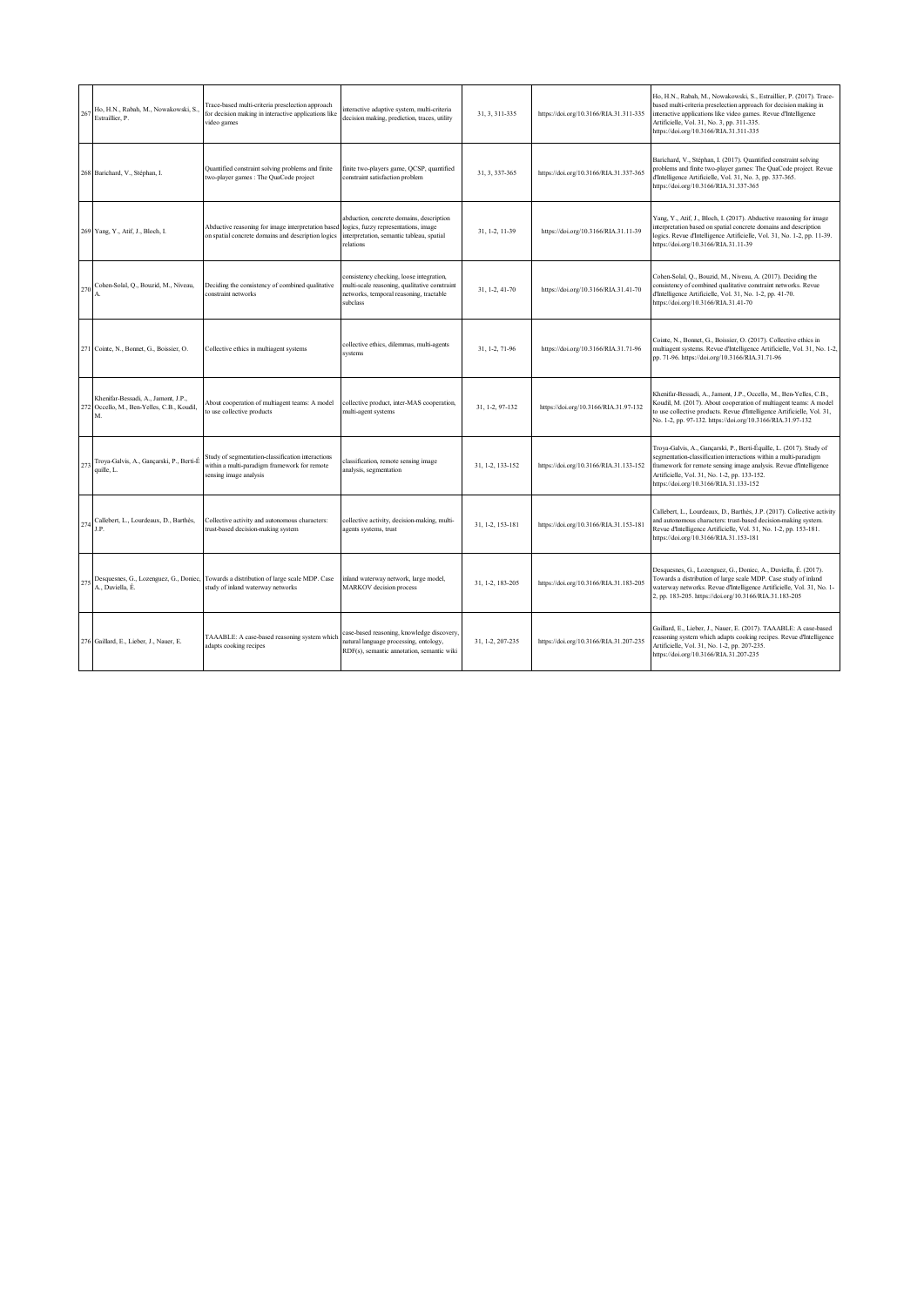| | | | | | | |
|---|---|---|---|---|---|---|
| 267 | Ho, H.N., Rabah, M., Nowakowski, S., Estraillier, P. | Trace-based multi-criteria preselection approach for decision making in interactive applications like video games | interactive adaptive system, multi-criteria decision making, prediction, traces, utility | 31, 3, 311-335 | https://doi.org/10.3166/RIA.31.311-335 | Ho, H.N., Rabah, M., Nowakowski, S., Estraillier, P. (2017). Trace-based multi-criteria preselection approach for decision making in interactive applications like video games. Revue d'Intelligence Artificielle, Vol. 31, No. 3, pp. 311-335. https://doi.org/10.3166/RIA.31.311-335 |
| 268 | Barichard, V., Stéphan, I. | Quantified constraint solving problems and finite two-player games : The QuaCode project | finite two-players game, QCSP, quantified constraint satisfaction problem | 31, 3, 337-365 | https://doi.org/10.3166/RIA.31.337-365 | Barichard, V., Stéphan, I. (2017). Quantified constraint solving problems and finite two-player games: The QuaCode project. Revue d'Intelligence Artificielle, Vol. 31, No. 3, pp. 337-365. https://doi.org/10.3166/RIA.31.337-365 |
| 269 | Yang, Y., Atif, J., Bloch, I. | Abductive reasoning for image interpretation based on spatial concrete domains and description logics | abduction, concrete domains, description logics, fuzzy representations, image interpretation, semantic tableau, spatial relations | 31, 1-2, 11-39 | https://doi.org/10.3166/RIA.31.11-39 | Yang, Y., Atif, J., Bloch, I. (2017). Abductive reasoning for image interpretation based on spatial concrete domains and description logics. Revue d'Intelligence Artificielle, Vol. 31, No. 1-2, pp. 11-39. https://doi.org/10.3166/RIA.31.11-39 |
| 270 | Cohen-Solal, Q., Bouzid, M., Niveau, A. | Deciding the consistency of combined qualitative constraint networks | consistency checking, loose integration, multi-scale reasoning, qualitative constraint networks, temporal reasoning, tractable subclass | 31, 1-2, 41-70 | https://doi.org/10.3166/RIA.31.41-70 | Cohen-Solal, Q., Bouzid, M., Niveau, A. (2017). Deciding the consistency of combined qualitative constraint networks. Revue d'Intelligence Artificielle, Vol. 31, No. 1-2, pp. 41-70. https://doi.org/10.3166/RIA.31.41-70 |
| 271 | Cointe, N., Bonnet, G., Boissier, O. | Collective ethics in multiagent systems | collective ethics, dilemmas, multi-agents systems | 31, 1-2, 71-96 | https://doi.org/10.3166/RIA.31.71-96 | Cointe, N., Bonnet, G., Boissier, O. (2017). Collective ethics in multiagent systems. Revue d'Intelligence Artificielle, Vol. 31, No. 1-2, pp. 71-96. https://doi.org/10.3166/RIA.31.71-96 |
| 272 | Khenifar-Bessadi, A., Jamont, J.P., Occello, M., Ben-Yelles, C.B., Koudil, M. | About cooperation of multiagent teams: A model to use collective products | collective product, inter-MAS cooperation, multi-agent systems | 31, 1-2, 97-132 | https://doi.org/10.3166/RIA.31.97-132 | Khenifar-Bessadi, A., Jamont, J.P., Occello, M., Ben-Yelles, C.B., Koudil, M. (2017). About cooperation of multiagent teams: A model to use collective products. Revue d'Intelligence Artificielle, Vol. 31, No. 1-2, pp. 97-132. https://doi.org/10.3166/RIA.31.97-132 |
| 273 | Troya-Galvis, A., Gançarski, P., Berti-Équille, L. | Study of segmentation-classification interactions within a multi-paradigm framework for remote sensing image analysis | classification, remote sensing image analysis, segmentation | 31, 1-2, 133-152 | https://doi.org/10.3166/RIA.31.133-152 | Troya-Galvis, A., Gançarski, P., Berti-Équille, L. (2017). Study of segmentation-classification interactions within a multi-paradigm framework for remote sensing image analysis. Revue d'Intelligence Artificielle, Vol. 31, No. 1-2, pp. 133-152. https://doi.org/10.3166/RIA.31.133-152 |
| 274 | Callebert, L., Lourdeaux, D., Barthès, J.P. | Collective activity and autonomous characters: trust-based decision-making system | collective activity, decision-making, multi-agents systems, trust | 31, 1-2, 153-181 | https://doi.org/10.3166/RIA.31.153-181 | Callebert, L., Lourdeaux, D., Barthès, J.P. (2017). Collective activity and autonomous characters: trust-based decision-making system. Revue d'Intelligence Artificielle, Vol. 31, No. 1-2, pp. 153-181. https://doi.org/10.3166/RIA.31.153-181 |
| 275 | Desquesnes, G., Lozenguez, G., Doniec, A., Duviella, É. | Towards a distribution of large scale MDP. Case study of inland waterway networks | inland waterway network, large model, MARKOV decision process | 31, 1-2, 183-205 | https://doi.org/10.3166/RIA.31.183-205 | Desquesnes, G., Lozenguez, G., Doniec, A., Duviella, É. (2017). Towards a distribution of large scale MDP. Case study of inland waterway networks. Revue d'Intelligence Artificielle, Vol. 31, No. 1-2, pp. 183-205. https://doi.org/10.3166/RIA.31.183-205 |
| 276 | Gaillard, E., Lieber, J., Nauer, E. | TAAABLE: A case-based reasoning system which adapts cooking recipes | case-based reasoning, knowledge discovery, natural language processing, ontology, RDF(s), semantic annotation, semantic wiki | 31, 1-2, 207-235 | https://doi.org/10.3166/RIA.31.207-235 | Gaillard, E., Lieber, J., Nauer, E. (2017). TAAABLE: A case-based reasoning system which adapts cooking recipes. Revue d'Intelligence Artificielle, Vol. 31, No. 1-2, pp. 207-235. https://doi.org/10.3166/RIA.31.207-235 |